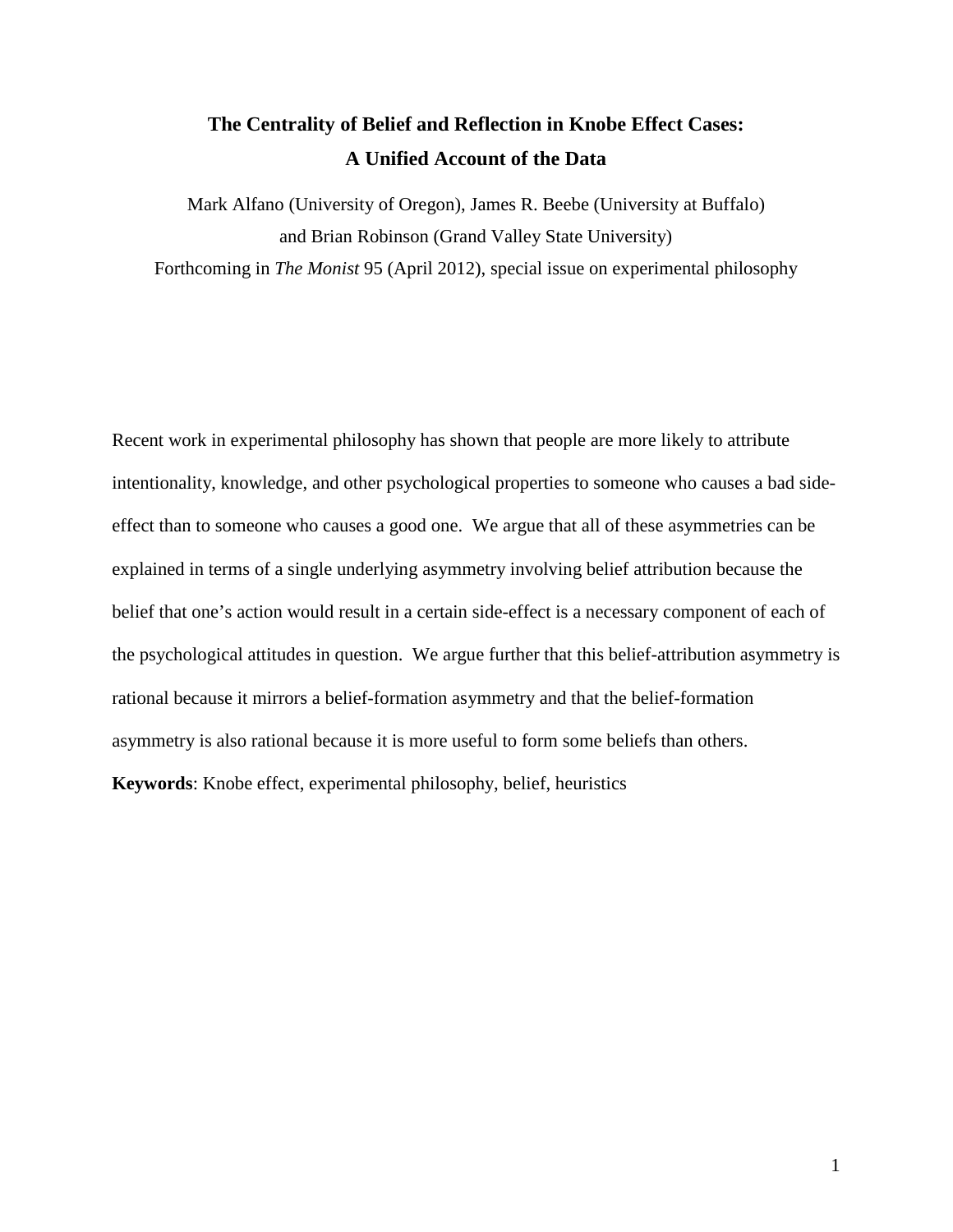# The Centrality of Belief and Reflection in Knobe Effect Cases: A Unified Account of the Data

Mark Alfano (University of Oregon), James R. Beebe (University at Buffalo) and Brian Robinson (Grand Valley State University)

Forthcoming in *The Monist* 95 (April 2012), special issue on experimental philosophy

Recent work in experimental philosophy has shown that people are more likely to attribute intentionality, knowledge, and other psychological properties to someone who causes a bad side-effect than to someone who causes a good one. We argue that all of these asymmetries can be explained in terms of a single underlying asymmetry involving belief attribution because the belief that one's action would result in a certain side-effect is a necessary component of each of the psychological attitudes in question. We argue further that this belief-attribution asymmetry is rational because it mirrors a belief-formation asymmetry and that the belief-formation asymmetry is also rational because it is more useful to form some beliefs than others.

**Keywords**: Knobe effect, experimental philosophy, belief, heuristics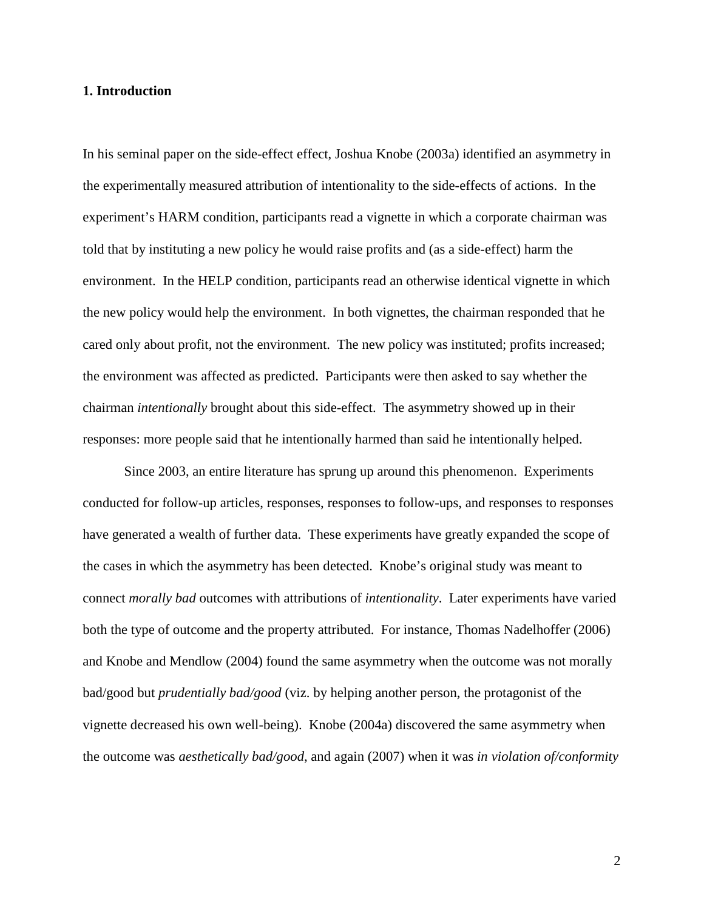## 1. Introduction

In his seminal paper on the side-effect effect, Joshua Knobe (2003a) identified an asymmetry in the experimentally measured attribution of intentionality to the side-effects of actions. In the experiment's HARM condition, participants read a vignette in which a corporate chairman was told that by instituting a new policy he would raise profits and (as a side-effect) harm the environment. In the HELP condition, participants read an otherwise identical vignette in which the new policy would help the environment. In both vignettes, the chairman responded that he cared only about profit, not the environment. The new policy was instituted; profits increased; the environment was affected as predicted. Participants were then asked to say whether the chairman *intentionally* brought about this side-effect. The asymmetry showed up in their responses: more people said that he intentionally harmed than said he intentionally helped.

Since 2003, an entire literature has sprung up around this phenomenon. Experiments conducted for follow-up articles, responses, responses to follow-ups, and responses to responses have generated a wealth of further data. These experiments have greatly expanded the scope of the cases in which the asymmetry has been detected. Knobe's original study was meant to connect *morally bad* outcomes with attributions of *intentionality*. Later experiments have varied both the type of outcome and the property attributed. For instance, Thomas Nadelhoffer (2006) and Knobe and Mendlow (2004) found the same asymmetry when the outcome was not morally bad/good but *prudentially bad/good* (viz. by helping another person, the protagonist of the vignette decreased his own well-being). Knobe (2004a) discovered the same asymmetry when the outcome was *aesthetically bad/good*, and again (2007) when it was *in violation of/conformity*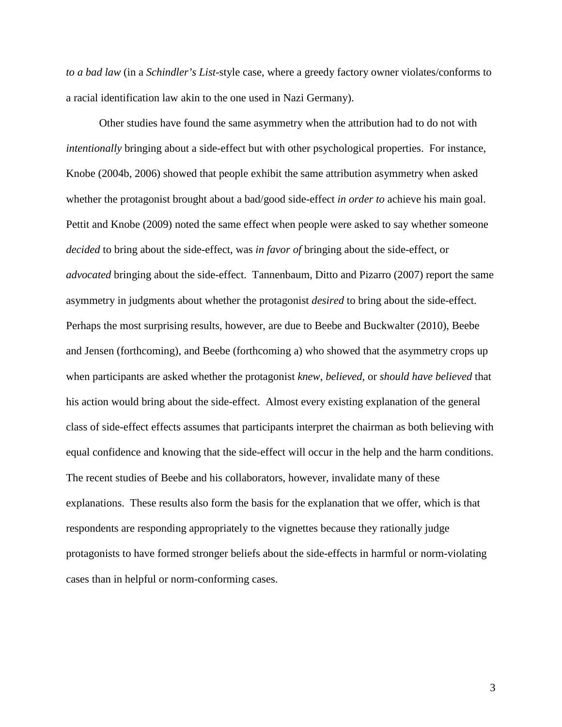*to a bad law* (in a *Schindler's List*-style case, where a greedy factory owner violates/conforms to a racial identification law akin to the one used in Nazi Germany).

Other studies have found the same asymmetry when the attribution had to do not with *intentionally* bringing about a side-effect but with other psychological properties. For instance, Knobe (2004b, 2006) showed that people exhibit the same attribution asymmetry when asked whether the protagonist brought about a bad/good side-effect *in order to* achieve his main goal. Pettit and Knobe (2009) noted the same effect when people were asked to say whether someone *decided* to bring about the side-effect, was *in favor of* bringing about the side-effect, or *advocated* bringing about the side-effect. Tannenbaum, Ditto and Pizarro (2007) report the same asymmetry in judgments about whether the protagonist *desired* to bring about the side-effect. Perhaps the most surprising results, however, are due to Beebe and Buckwalter (2010), Beebe and Jensen (forthcoming), and Beebe (forthcoming a) who showed that the asymmetry crops up when participants are asked whether the protagonist *knew*, *believed,* or *should have believed* that his action would bring about the side-effect. Almost every existing explanation of the general class of side-effect effects assumes that participants interpret the chairman as both believing with equal confidence and knowing that the side-effect will occur in the help and the harm conditions. The recent studies of Beebe and his collaborators, however, invalidate many of these explanations. These results also form the basis for the explanation that we offer, which is that respondents are responding appropriately to the vignettes because they rationally judge protagonists to have formed stronger beliefs about the side-effects in harmful or norm-violating cases than in helpful or norm-conforming cases.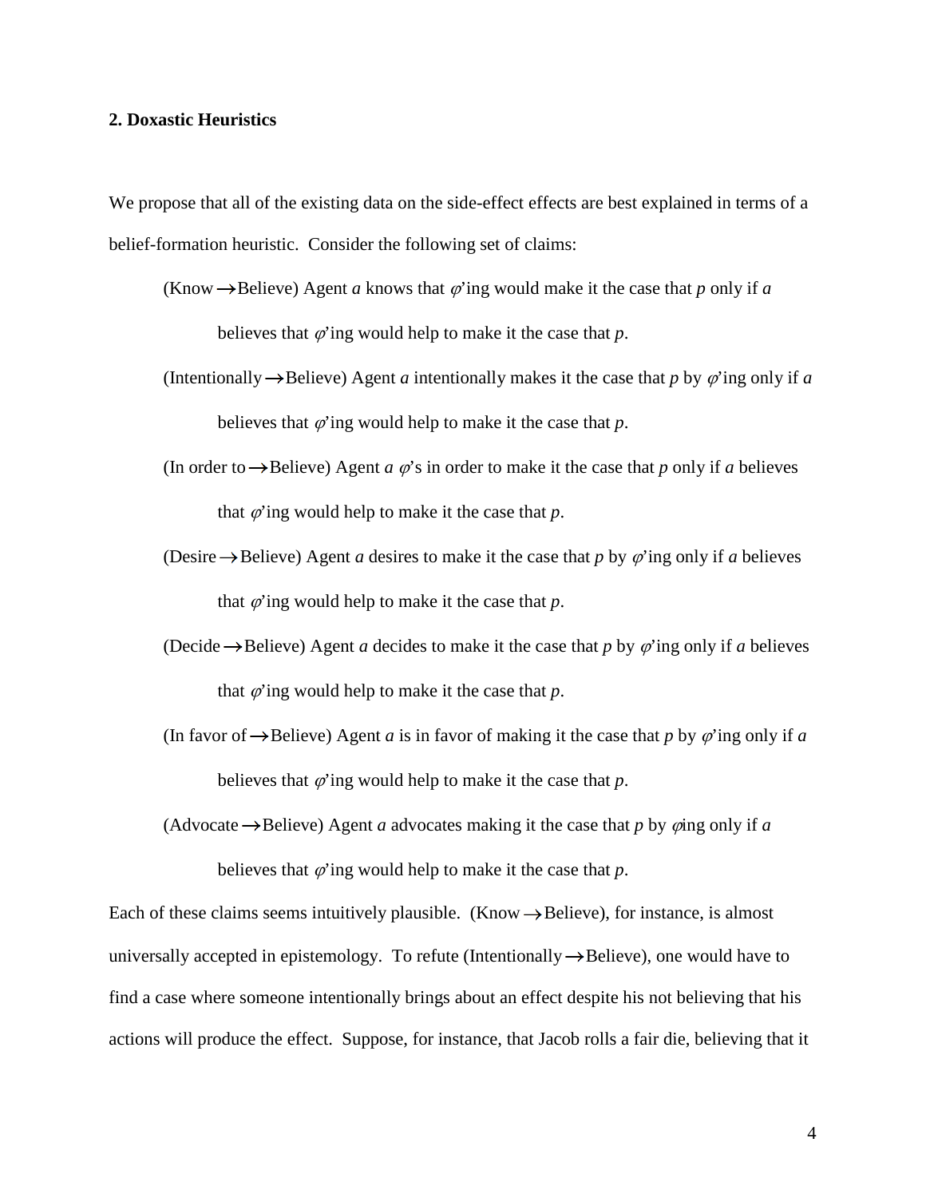## 2. Doxastic Heuristics

We propose that all of the existing data on the side-effect effects are best explained in terms of a belief-formation heuristic. Consider the following set of claims:

> (Know $\rightarrow$Believe) Agent *a* knows that $\varphi$'ing would make it the case that *p* only if *a* believes that $\varphi$'ing would help to make it the case that *p*.
>
> (Intentionally $\rightarrow$Believe) Agent *a* intentionally makes it the case that *p* by $\varphi$'ing only if *a* believes that $\varphi$'ing would help to make it the case that *p*.
>
> (In order to $\rightarrow$Believe) Agent *a* $\varphi$'s in order to make it the case that *p* only if *a* believes that $\varphi$'ing would help to make it the case that *p*.
>
> (Desire $\rightarrow$Believe) Agent *a* desires to make it the case that *p* by $\varphi$'ing only if *a* believes that $\varphi$'ing would help to make it the case that *p*.
>
> (Decide $\rightarrow$Believe) Agent *a* decides to make it the case that *p* by $\varphi$'ing only if *a* believes that $\varphi$'ing would help to make it the case that *p*.
>
> (In favor of $\rightarrow$Believe) Agent *a* is in favor of making it the case that *p* by $\varphi$'ing only if *a* believes that $\varphi$'ing would help to make it the case that *p*.
>
> (Advocate $\rightarrow$Believe) Agent *a* advocates making it the case that *p* by $\varphi$ing only if *a* believes that $\varphi$'ing would help to make it the case that *p*.

Each of these claims seems intuitively plausible. (Know $\rightarrow$Believe), for instance, is almost universally accepted in epistemology. To refute (Intentionally $\rightarrow$Believe), one would have to find a case where someone intentionally brings about an effect despite his not believing that his actions will produce the effect. Suppose, for instance, that Jacob rolls a fair die, believing that it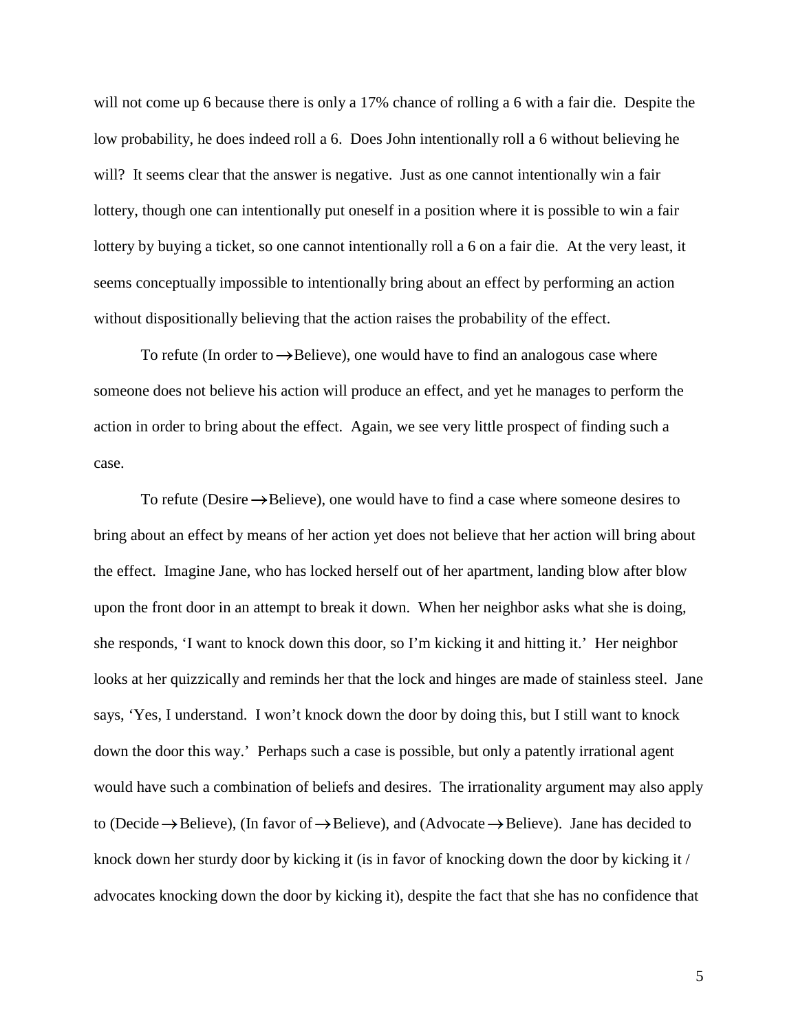will not come up 6 because there is only a 17% chance of rolling a 6 with a fair die. Despite the low probability, he does indeed roll a 6. Does John intentionally roll a 6 without believing he will? It seems clear that the answer is negative. Just as one cannot intentionally win a fair lottery, though one can intentionally put oneself in a position where it is possible to win a fair lottery by buying a ticket, so one cannot intentionally roll a 6 on a fair die. At the very least, it seems conceptually impossible to intentionally bring about an effect by performing an action without dispositionally believing that the action raises the probability of the effect.

To refute (In order to → Believe), one would have to find an analogous case where someone does not believe his action will produce an effect, and yet he manages to perform the action in order to bring about the effect. Again, we see very little prospect of finding such a case.

To refute (Desire → Believe), one would have to find a case where someone desires to bring about an effect by means of her action yet does not believe that her action will bring about the effect. Imagine Jane, who has locked herself out of her apartment, landing blow after blow upon the front door in an attempt to break it down. When her neighbor asks what she is doing, she responds, 'I want to knock down this door, so I'm kicking it and hitting it.' Her neighbor looks at her quizzically and reminds her that the lock and hinges are made of stainless steel. Jane says, 'Yes, I understand. I won't knock down the door by doing this, but I still want to knock down the door this way.' Perhaps such a case is possible, but only a patently irrational agent would have such a combination of beliefs and desires. The irrationality argument may also apply to (Decide → Believe), (In favor of → Believe), and (Advocate → Believe). Jane has decided to knock down her sturdy door by kicking it (is in favor of knocking down the door by kicking it / advocates knocking down the door by kicking it), despite the fact that she has no confidence that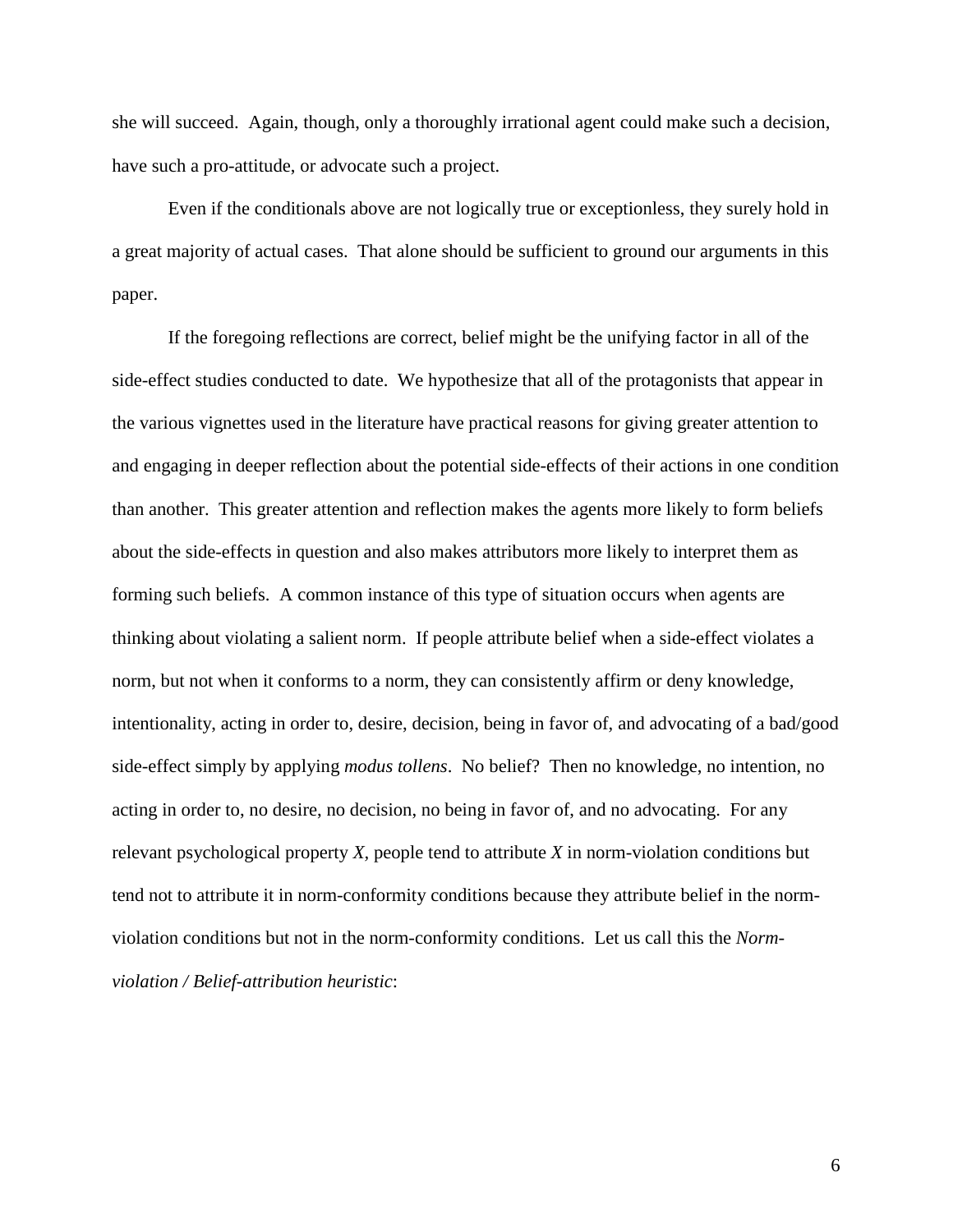she will succeed. Again, though, only a thoroughly irrational agent could make such a decision, have such a pro-attitude, or advocate such a project.

Even if the conditionals above are not logically true or exceptionless, they surely hold in a great majority of actual cases. That alone should be sufficient to ground our arguments in this paper.

If the foregoing reflections are correct, belief might be the unifying factor in all of the side-effect studies conducted to date. We hypothesize that all of the protagonists that appear in the various vignettes used in the literature have practical reasons for giving greater attention to and engaging in deeper reflection about the potential side-effects of their actions in one condition than another. This greater attention and reflection makes the agents more likely to form beliefs about the side-effects in question and also makes attributors more likely to interpret them as forming such beliefs. A common instance of this type of situation occurs when agents are thinking about violating a salient norm. If people attribute belief when a side-effect violates a norm, but not when it conforms to a norm, they can consistently affirm or deny knowledge, intentionality, acting in order to, desire, decision, being in favor of, and advocating of a bad/good side-effect simply by applying *modus tollens*. No belief? Then no knowledge, no intention, no acting in order to, no desire, no decision, no being in favor of, and no advocating. For any relevant psychological property *X*, people tend to attribute *X* in norm-violation conditions but tend not to attribute it in norm-conformity conditions because they attribute belief in the norm-violation conditions but not in the norm-conformity conditions. Let us call this the *Norm-violation / Belief-attribution heuristic*: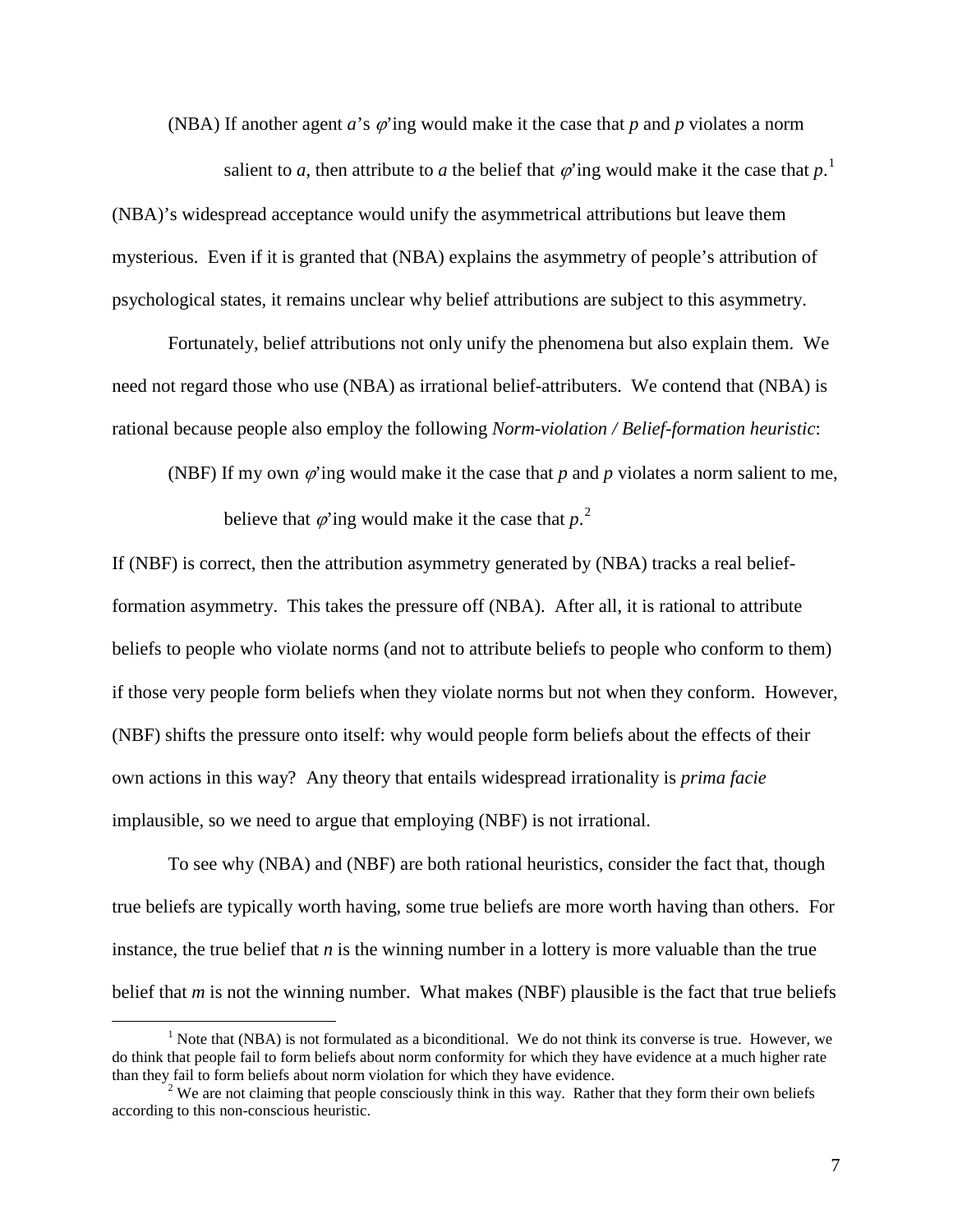(NBA) If another agent $a$'s $\varphi$'ing would make it the case that $p$ and $p$ violates a norm salient to $a$, then attribute to $a$ the belief that $\varphi$'ing would make it the case that $p$.[1]

(NBA)'s widespread acceptance would unify the asymmetrical attributions but leave them mysterious. Even if it is granted that (NBA) explains the asymmetry of people's attribution of psychological states, it remains unclear why belief attributions are subject to this asymmetry.

Fortunately, belief attributions not only unify the phenomena but also explain them. We need not regard those who use (NBA) as irrational belief-attributers. We contend that (NBA) is rational because people also employ the following *Norm-violation / Belief-formation heuristic*:

(NBF) If my own $\varphi$'ing would make it the case that $p$ and $p$ violates a norm salient to me, believe that $\varphi$'ing would make it the case that $p$.[2]

If (NBF) is correct, then the attribution asymmetry generated by (NBA) tracks a real belief-formation asymmetry. This takes the pressure off (NBA). After all, it is rational to attribute beliefs to people who violate norms (and not to attribute beliefs to people who conform to them) if those very people form beliefs when they violate norms but not when they conform. However, (NBF) shifts the pressure onto itself: why would people form beliefs about the effects of their own actions in this way? Any theory that entails widespread irrationality is *prima facie* implausible, so we need to argue that employing (NBF) is not irrational.

To see why (NBA) and (NBF) are both rational heuristics, consider the fact that, though true beliefs are typically worth having, some true beliefs are more worth having than others. For instance, the true belief that $n$ is the winning number in a lottery is more valuable than the true belief that $m$ is not the winning number. What makes (NBF) plausible is the fact that true beliefs

[1] Note that (NBA) is not formulated as a biconditional. We do not think its converse is true. However, we do think that people fail to form beliefs about norm conformity for which they have evidence at a much higher rate than they fail to form beliefs about norm violation for which they have evidence.

[2] We are not claiming that people consciously think in this way. Rather that they form their own beliefs according to this non-conscious heuristic.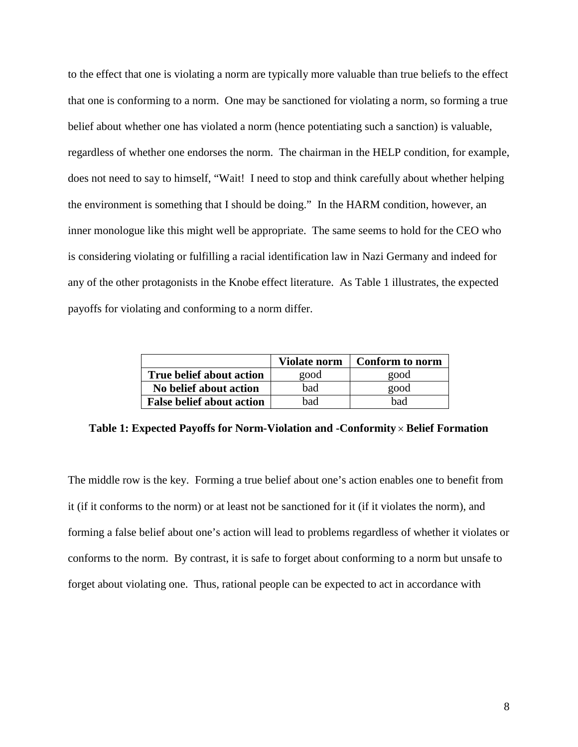to the effect that one is violating a norm are typically more valuable than true beliefs to the effect that one is conforming to a norm. One may be sanctioned for violating a norm, so forming a true belief about whether one has violated a norm (hence potentiating such a sanction) is valuable, regardless of whether one endorses the norm. The chairman in the HELP condition, for example, does not need to say to himself, "Wait! I need to stop and think carefully about whether helping the environment is something that I should be doing." In the HARM condition, however, an inner monologue like this might well be appropriate. The same seems to hold for the CEO who is considering violating or fulfilling a racial identification law in Nazi Germany and indeed for any of the other protagonists in the Knobe effect literature. As Table 1 illustrates, the expected payoffs for violating and conforming to a norm differ.

| | **Violate norm** | **Conform to norm** |
|---|---|---|
| **True belief about action** | good | good |
| **No belief about action** | bad | good |
| **False belief about action** | bad | bad |

**Table 1: Expected Payoffs for Norm-Violation and -Conformity $\times$ Belief Formation**

The middle row is the key. Forming a true belief about one's action enables one to benefit from it (if it conforms to the norm) or at least not be sanctioned for it (if it violates the norm), and forming a false belief about one's action will lead to problems regardless of whether it violates or conforms to the norm. By contrast, it is safe to forget about conforming to a norm but unsafe to forget about violating one. Thus, rational people can be expected to act in accordance with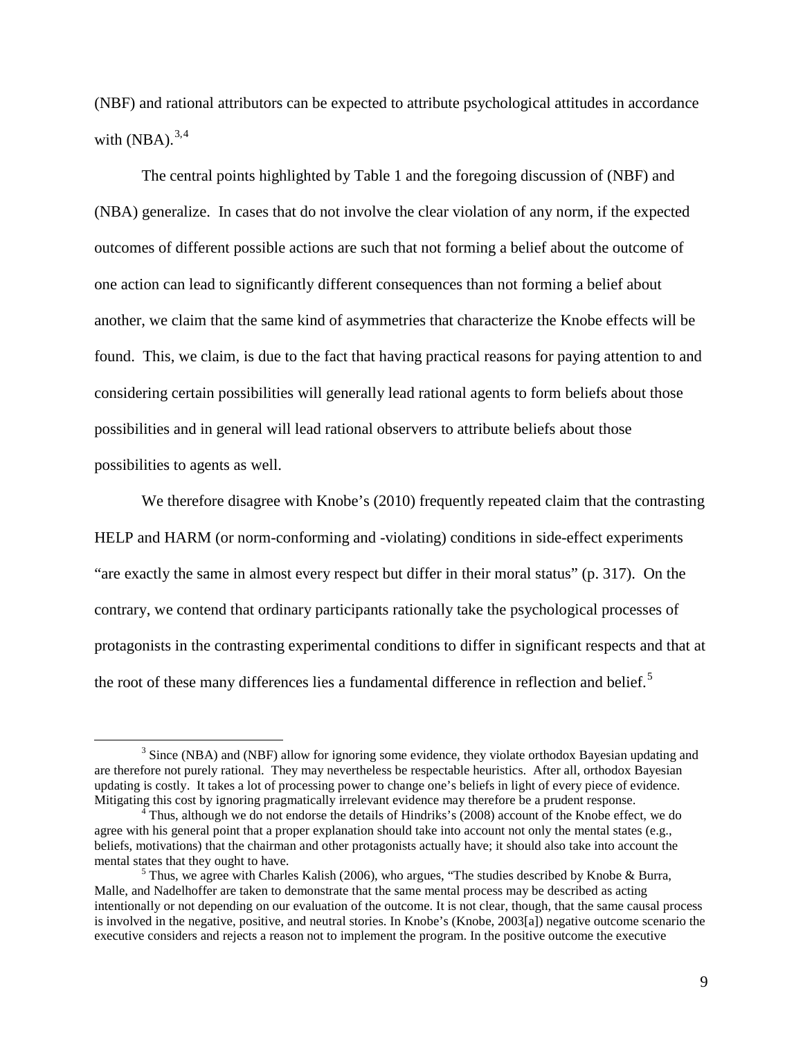(NBF) and rational attributors can be expected to attribute psychological attitudes in accordance with (NBA).[3,4]

The central points highlighted by Table 1 and the foregoing discussion of (NBF) and (NBA) generalize. In cases that do not involve the clear violation of any norm, if the expected outcomes of different possible actions are such that not forming a belief about the outcome of one action can lead to significantly different consequences than not forming a belief about another, we claim that the same kind of asymmetries that characterize the Knobe effects will be found. This, we claim, is due to the fact that having practical reasons for paying attention to and considering certain possibilities will generally lead rational agents to form beliefs about those possibilities and in general will lead rational observers to attribute beliefs about those possibilities to agents as well.

We therefore disagree with Knobe's (2010) frequently repeated claim that the contrasting HELP and HARM (or norm-conforming and -violating) conditions in side-effect experiments "are exactly the same in almost every respect but differ in their moral status" (p. 317). On the contrary, we contend that ordinary participants rationally take the psychological processes of protagonists in the contrasting experimental conditions to differ in significant respects and that at the root of these many differences lies a fundamental difference in reflection and belief.[5]

---

[3] Since (NBA) and (NBF) allow for ignoring some evidence, they violate orthodox Bayesian updating and are therefore not purely rational. They may nevertheless be respectable heuristics. After all, orthodox Bayesian updating is costly. It takes a lot of processing power to change one's beliefs in light of every piece of evidence. Mitigating this cost by ignoring pragmatically irrelevant evidence may therefore be a prudent response.

[4] Thus, although we do not endorse the details of Hindriks's (2008) account of the Knobe effect, we do agree with his general point that a proper explanation should take into account not only the mental states (e.g., beliefs, motivations) that the chairman and other protagonists actually have; it should also take into account the mental states that they ought to have.

[5] Thus, we agree with Charles Kalish (2006), who argues, "The studies described by Knobe & Burra, Malle, and Nadelhoffer are taken to demonstrate that the same mental process may be described as acting intentionally or not depending on our evaluation of the outcome. It is not clear, though, that the same causal process is involved in the negative, positive, and neutral stories. In Knobe's (Knobe, 2003[a]) negative outcome scenario the executive considers and rejects a reason not to implement the program. In the positive outcome the executive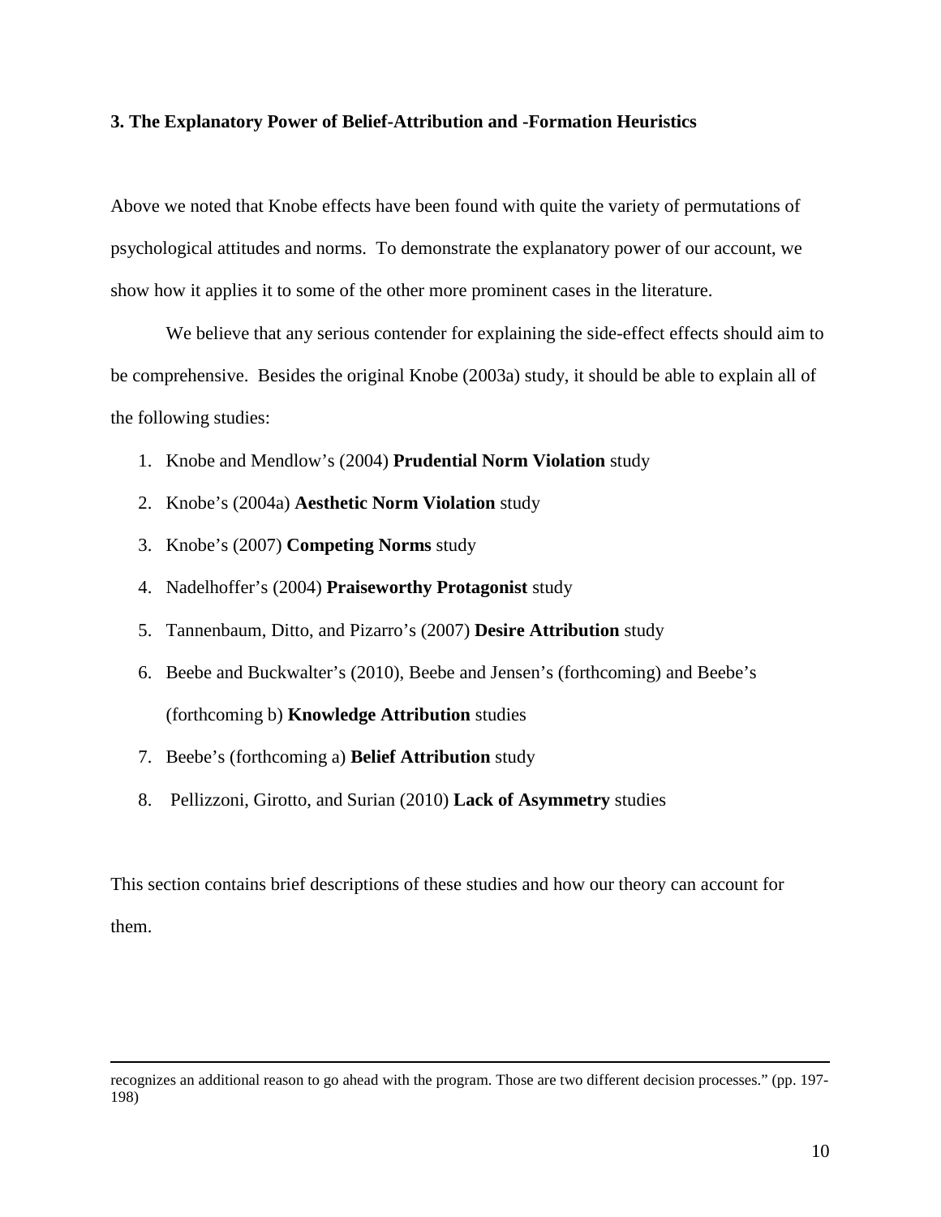### 3. The Explanatory Power of Belief-Attribution and -Formation Heuristics

Above we noted that Knobe effects have been found with quite the variety of permutations of psychological attitudes and norms. To demonstrate the explanatory power of our account, we show how it applies it to some of the other more prominent cases in the literature.

We believe that any serious contender for explaining the side-effect effects should aim to be comprehensive. Besides the original Knobe (2003a) study, it should be able to explain all of the following studies:

1. Knobe and Mendlow's (2004) **Prudential Norm Violation** study
2. Knobe's (2004a) **Aesthetic Norm Violation** study
3. Knobe's (2007) **Competing Norms** study
4. Nadelhoffer's (2004) **Praiseworthy Protagonist** study
5. Tannenbaum, Ditto, and Pizarro's (2007) **Desire Attribution** study
6. Beebe and Buckwalter's (2010), Beebe and Jensen's (forthcoming) and Beebe's (forthcoming b) **Knowledge Attribution** studies
7. Beebe's (forthcoming a) **Belief Attribution** study
8. Pellizzoni, Girotto, and Surian (2010) **Lack of Asymmetry** studies

This section contains brief descriptions of these studies and how our theory can account for them.

---

recognizes an additional reason to go ahead with the program. Those are two different decision processes." (pp. 197-198)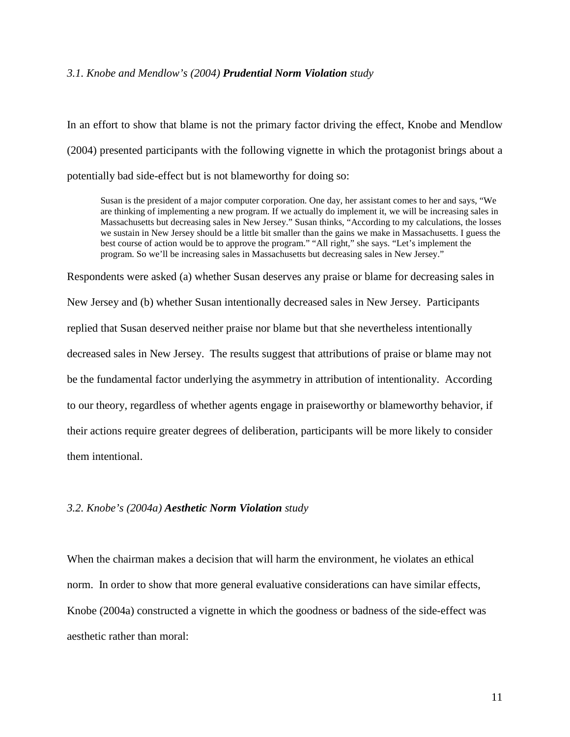### *3.1. Knobe and Mendlow's (2004)* ***Prudential Norm Violation*** *study*

In an effort to show that blame is not the primary factor driving the effect, Knobe and Mendlow (2004) presented participants with the following vignette in which the protagonist brings about a potentially bad side-effect but is not blameworthy for doing so:

> Susan is the president of a major computer corporation. One day, her assistant comes to her and says, "We are thinking of implementing a new program. If we actually do implement it, we will be increasing sales in Massachusetts but decreasing sales in New Jersey." Susan thinks, "According to my calculations, the losses we sustain in New Jersey should be a little bit smaller than the gains we make in Massachusetts. I guess the best course of action would be to approve the program." "All right," she says. "Let's implement the program. So we'll be increasing sales in Massachusetts but decreasing sales in New Jersey."

Respondents were asked (a) whether Susan deserves any praise or blame for decreasing sales in New Jersey and (b) whether Susan intentionally decreased sales in New Jersey. Participants replied that Susan deserved neither praise nor blame but that she nevertheless intentionally decreased sales in New Jersey. The results suggest that attributions of praise or blame may not be the fundamental factor underlying the asymmetry in attribution of intentionality. According to our theory, regardless of whether agents engage in praiseworthy or blameworthy behavior, if their actions require greater degrees of deliberation, participants will be more likely to consider them intentional.

### *3.2. Knobe's (2004a)* ***Aesthetic Norm Violation*** *study*

When the chairman makes a decision that will harm the environment, he violates an ethical norm. In order to show that more general evaluative considerations can have similar effects, Knobe (2004a) constructed a vignette in which the goodness or badness of the side-effect was aesthetic rather than moral: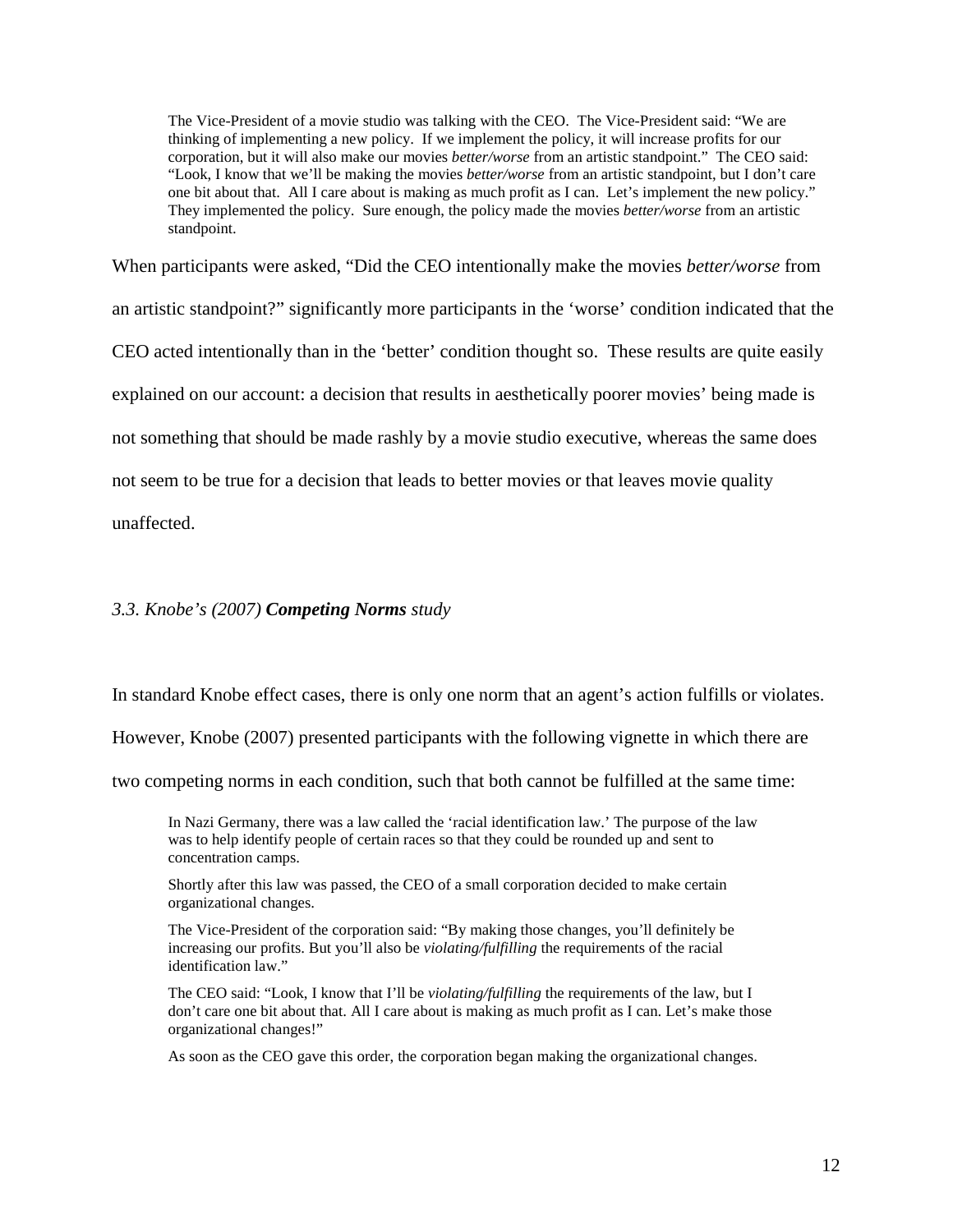> The Vice-President of a movie studio was talking with the CEO. The Vice-President said: "We are thinking of implementing a new policy. If we implement the policy, it will increase profits for our corporation, but it will also make our movies *better/worse* from an artistic standpoint." The CEO said: "Look, I know that we'll be making the movies *better/worse* from an artistic standpoint, but I don't care one bit about that. All I care about is making as much profit as I can. Let's implement the new policy." They implemented the policy. Sure enough, the policy made the movies *better/worse* from an artistic standpoint.

When participants were asked, "Did the CEO intentionally make the movies *better/worse* from an artistic standpoint?" significantly more participants in the 'worse' condition indicated that the CEO acted intentionally than in the 'better' condition thought so. These results are quite easily explained on our account: a decision that results in aesthetically poorer movies' being made is not something that should be made rashly by a movie studio executive, whereas the same does not seem to be true for a decision that leads to better movies or that leaves movie quality unaffected.

### *3.3. Knobe's (2007)* ***Competing Norms*** *study*

In standard Knobe effect cases, there is only one norm that an agent's action fulfills or violates. However, Knobe (2007) presented participants with the following vignette in which there are two competing norms in each condition, such that both cannot be fulfilled at the same time:

> In Nazi Germany, there was a law called the 'racial identification law.' The purpose of the law was to help identify people of certain races so that they could be rounded up and sent to concentration camps.
>
> Shortly after this law was passed, the CEO of a small corporation decided to make certain organizational changes.
>
> The Vice-President of the corporation said: "By making those changes, you'll definitely be increasing our profits. But you'll also be *violating/fulfilling* the requirements of the racial identification law."
>
> The CEO said: "Look, I know that I'll be *violating/fulfilling* the requirements of the law, but I don't care one bit about that. All I care about is making as much profit as I can. Let's make those organizational changes!"
>
> As soon as the CEO gave this order, the corporation began making the organizational changes.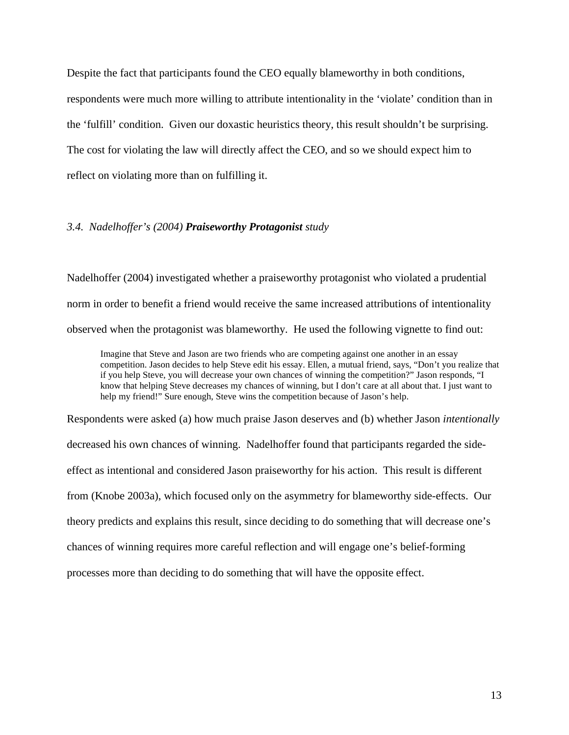Despite the fact that participants found the CEO equally blameworthy in both conditions, respondents were much more willing to attribute intentionality in the 'violate' condition than in the 'fulfill' condition. Given our doxastic heuristics theory, this result shouldn't be surprising. The cost for violating the law will directly affect the CEO, and so we should expect him to reflect on violating more than on fulfilling it.

### *3.4. Nadelhoffer's (2004)* ***Praiseworthy Protagonist*** *study*

Nadelhoffer (2004) investigated whether a praiseworthy protagonist who violated a prudential norm in order to benefit a friend would receive the same increased attributions of intentionality observed when the protagonist was blameworthy. He used the following vignette to find out:

> Imagine that Steve and Jason are two friends who are competing against one another in an essay competition. Jason decides to help Steve edit his essay. Ellen, a mutual friend, says, "Don't you realize that if you help Steve, you will decrease your own chances of winning the competition?" Jason responds, "I know that helping Steve decreases my chances of winning, but I don't care at all about that. I just want to help my friend!" Sure enough, Steve wins the competition because of Jason's help.

Respondents were asked (a) how much praise Jason deserves and (b) whether Jason *intentionally* decreased his own chances of winning. Nadelhoffer found that participants regarded the side-effect as intentional and considered Jason praiseworthy for his action. This result is different from (Knobe 2003a), which focused only on the asymmetry for blameworthy side-effects. Our theory predicts and explains this result, since deciding to do something that will decrease one's chances of winning requires more careful reflection and will engage one's belief-forming processes more than deciding to do something that will have the opposite effect.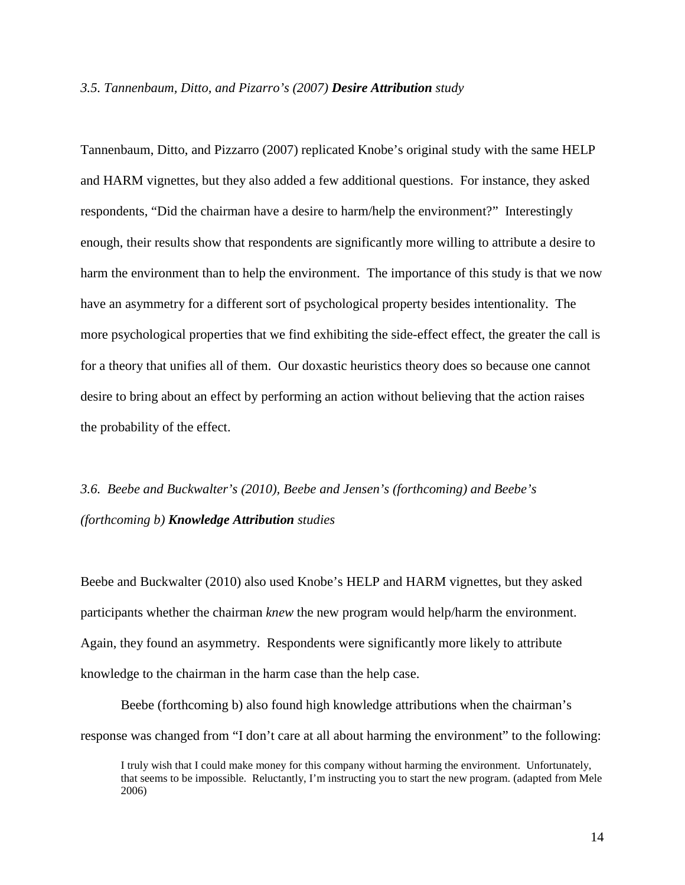### *3.5. Tannenbaum, Ditto, and Pizarro's (2007) **Desire Attribution** study*

Tannenbaum, Ditto, and Pizzarro (2007) replicated Knobe's original study with the same HELP and HARM vignettes, but they also added a few additional questions. For instance, they asked respondents, "Did the chairman have a desire to harm/help the environment?" Interestingly enough, their results show that respondents are significantly more willing to attribute a desire to harm the environment than to help the environment. The importance of this study is that we now have an asymmetry for a different sort of psychological property besides intentionality. The more psychological properties that we find exhibiting the side-effect effect, the greater the call is for a theory that unifies all of them. Our doxastic heuristics theory does so because one cannot desire to bring about an effect by performing an action without believing that the action raises the probability of the effect.

### *3.6. Beebe and Buckwalter's (2010), Beebe and Jensen's (forthcoming) and Beebe's (forthcoming b) **Knowledge Attribution** studies*

Beebe and Buckwalter (2010) also used Knobe's HELP and HARM vignettes, but they asked participants whether the chairman *knew* the new program would help/harm the environment. Again, they found an asymmetry. Respondents were significantly more likely to attribute knowledge to the chairman in the harm case than the help case.

Beebe (forthcoming b) also found high knowledge attributions when the chairman's response was changed from "I don't care at all about harming the environment" to the following:

> I truly wish that I could make money for this company without harming the environment. Unfortunately, that seems to be impossible. Reluctantly, I'm instructing you to start the new program. (adapted from Mele 2006)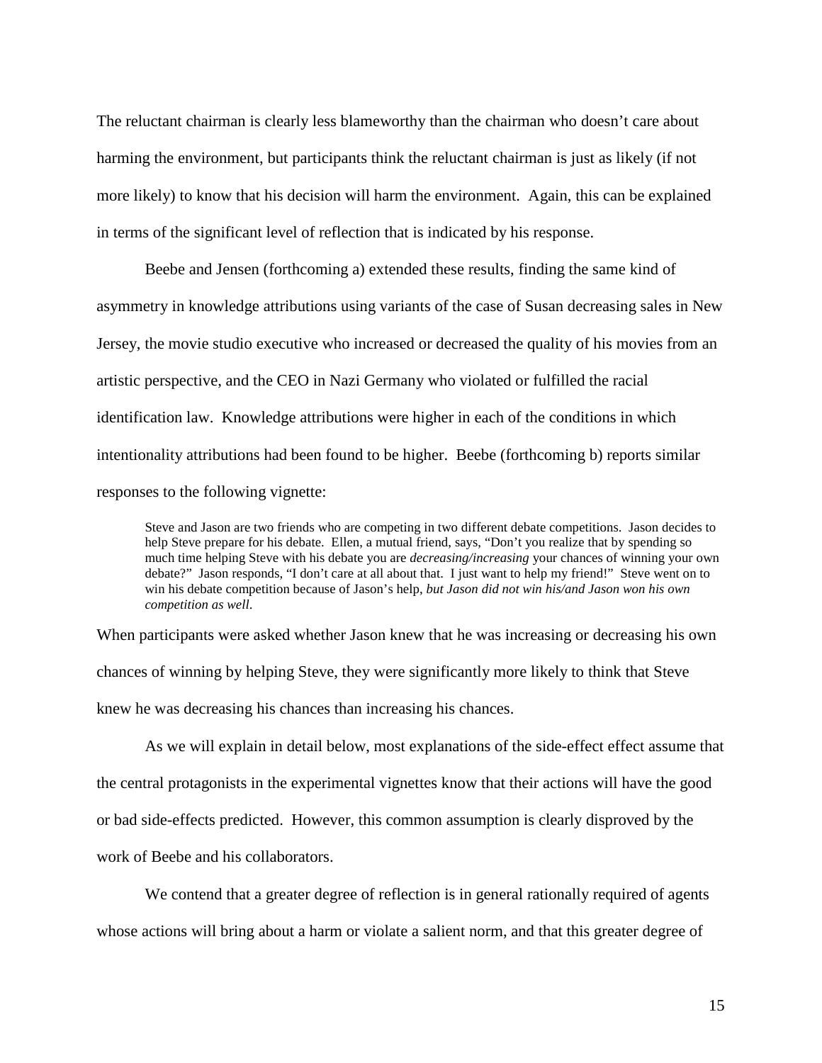The reluctant chairman is clearly less blameworthy than the chairman who doesn't care about harming the environment, but participants think the reluctant chairman is just as likely (if not more likely) to know that his decision will harm the environment. Again, this can be explained in terms of the significant level of reflection that is indicated by his response.

Beebe and Jensen (forthcoming a) extended these results, finding the same kind of asymmetry in knowledge attributions using variants of the case of Susan decreasing sales in New Jersey, the movie studio executive who increased or decreased the quality of his movies from an artistic perspective, and the CEO in Nazi Germany who violated or fulfilled the racial identification law. Knowledge attributions were higher in each of the conditions in which intentionality attributions had been found to be higher. Beebe (forthcoming b) reports similar responses to the following vignette:

> Steve and Jason are two friends who are competing in two different debate competitions. Jason decides to help Steve prepare for his debate. Ellen, a mutual friend, says, "Don't you realize that by spending so much time helping Steve with his debate you are *decreasing/increasing* your chances of winning your own debate?" Jason responds, "I don't care at all about that. I just want to help my friend!" Steve went on to win his debate competition because of Jason's help, *but Jason did not win his/and Jason won his own competition as well*.

When participants were asked whether Jason knew that he was increasing or decreasing his own chances of winning by helping Steve, they were significantly more likely to think that Steve knew he was decreasing his chances than increasing his chances.

As we will explain in detail below, most explanations of the side-effect effect assume that the central protagonists in the experimental vignettes know that their actions will have the good or bad side-effects predicted. However, this common assumption is clearly disproved by the work of Beebe and his collaborators.

We contend that a greater degree of reflection is in general rationally required of agents whose actions will bring about a harm or violate a salient norm, and that this greater degree of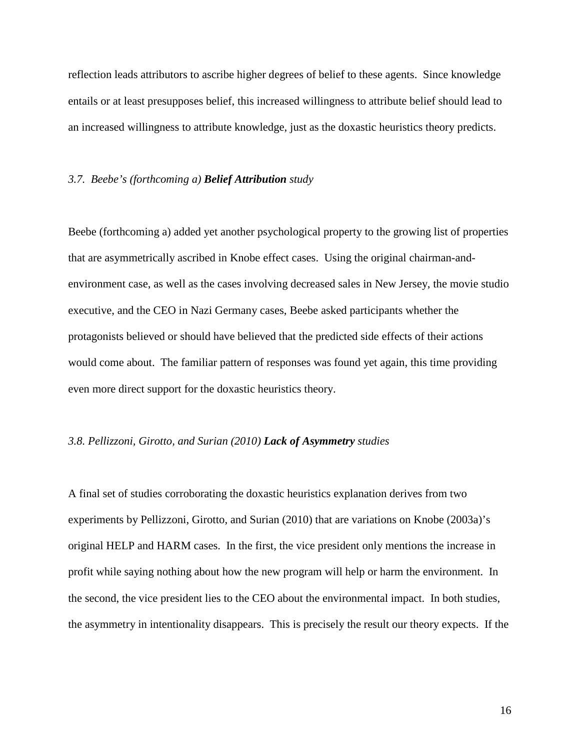reflection leads attributors to ascribe higher degrees of belief to these agents. Since knowledge entails or at least presupposes belief, this increased willingness to attribute belief should lead to an increased willingness to attribute knowledge, just as the doxastic heuristics theory predicts.

### *3.7. Beebe's (forthcoming a) **Belief Attribution** study*

Beebe (forthcoming a) added yet another psychological property to the growing list of properties that are asymmetrically ascribed in Knobe effect cases. Using the original chairman-and-environment case, as well as the cases involving decreased sales in New Jersey, the movie studio executive, and the CEO in Nazi Germany cases, Beebe asked participants whether the protagonists believed or should have believed that the predicted side effects of their actions would come about. The familiar pattern of responses was found yet again, this time providing even more direct support for the doxastic heuristics theory.

### *3.8. Pellizzoni, Girotto, and Surian (2010) **Lack of Asymmetry** studies*

A final set of studies corroborating the doxastic heuristics explanation derives from two experiments by Pellizzoni, Girotto, and Surian (2010) that are variations on Knobe (2003a)'s original HELP and HARM cases. In the first, the vice president only mentions the increase in profit while saying nothing about how the new program will help or harm the environment. In the second, the vice president lies to the CEO about the environmental impact. In both studies, the asymmetry in intentionality disappears. This is precisely the result our theory expects. If the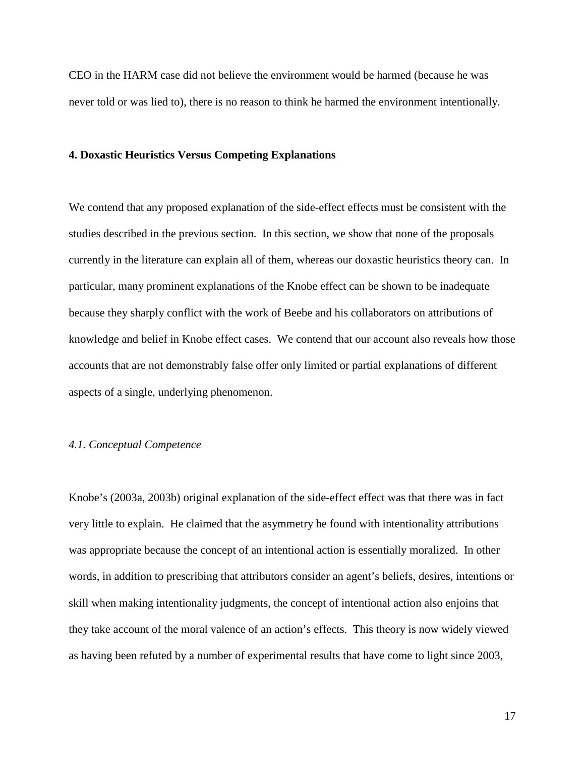CEO in the HARM case did not believe the environment would be harmed (because he was never told or was lied to), there is no reason to think he harmed the environment intentionally.

## 4. Doxastic Heuristics Versus Competing Explanations

We contend that any proposed explanation of the side-effect effects must be consistent with the studies described in the previous section. In this section, we show that none of the proposals currently in the literature can explain all of them, whereas our doxastic heuristics theory can. In particular, many prominent explanations of the Knobe effect can be shown to be inadequate because they sharply conflict with the work of Beebe and his collaborators on attributions of knowledge and belief in Knobe effect cases. We contend that our account also reveals how those accounts that are not demonstrably false offer only limited or partial explanations of different aspects of a single, underlying phenomenon.

### *4.1. Conceptual Competence*

Knobe's (2003a, 2003b) original explanation of the side-effect effect was that there was in fact very little to explain. He claimed that the asymmetry he found with intentionality attributions was appropriate because the concept of an intentional action is essentially moralized. In other words, in addition to prescribing that attributors consider an agent's beliefs, desires, intentions or skill when making intentionality judgments, the concept of intentional action also enjoins that they take account of the moral valence of an action's effects. This theory is now widely viewed as having been refuted by a number of experimental results that have come to light since 2003,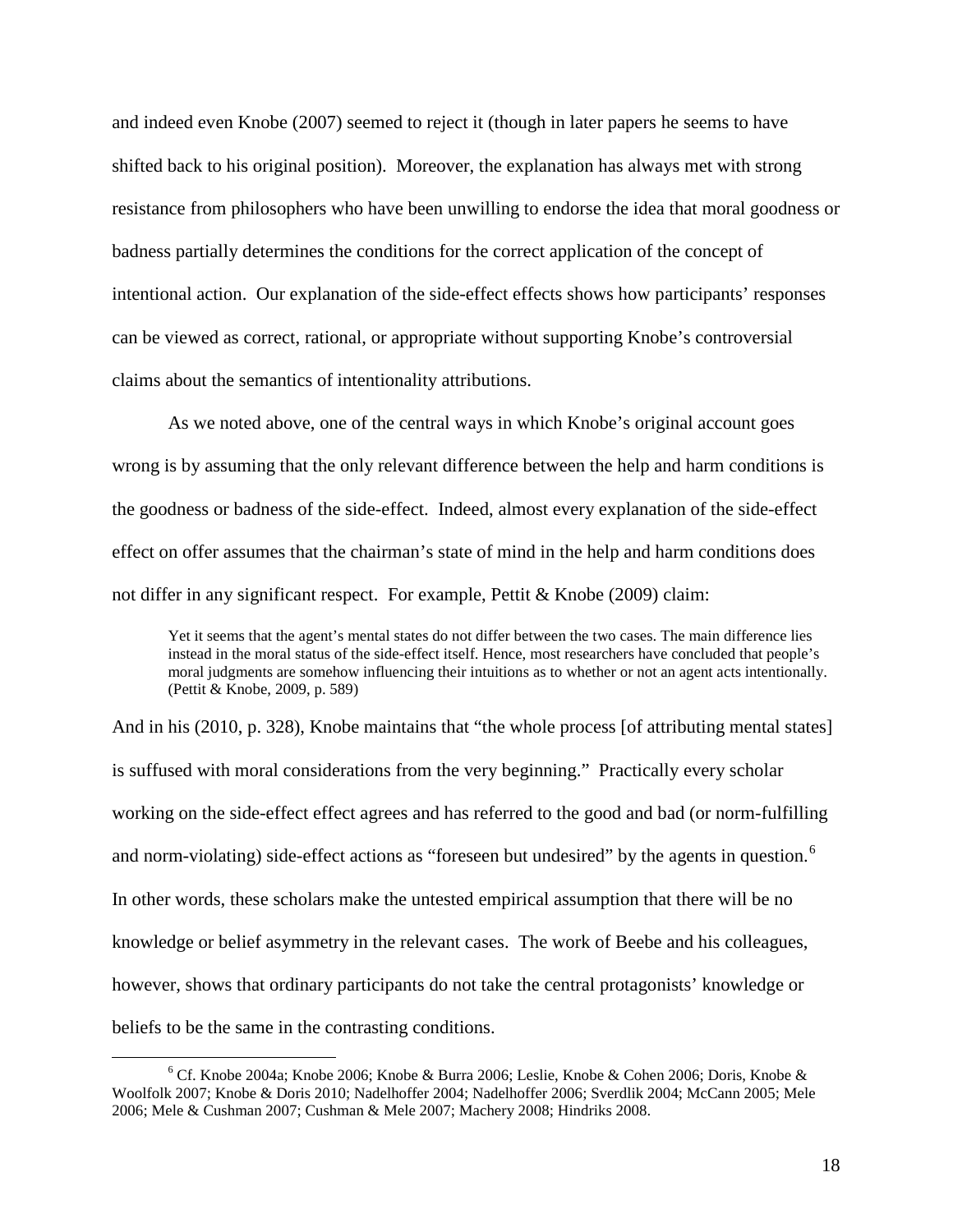and indeed even Knobe (2007) seemed to reject it (though in later papers he seems to have shifted back to his original position). Moreover, the explanation has always met with strong resistance from philosophers who have been unwilling to endorse the idea that moral goodness or badness partially determines the conditions for the correct application of the concept of intentional action. Our explanation of the side-effect effects shows how participants' responses can be viewed as correct, rational, or appropriate without supporting Knobe's controversial claims about the semantics of intentionality attributions.

As we noted above, one of the central ways in which Knobe's original account goes wrong is by assuming that the only relevant difference between the help and harm conditions is the goodness or badness of the side-effect. Indeed, almost every explanation of the side-effect effect on offer assumes that the chairman's state of mind in the help and harm conditions does not differ in any significant respect. For example, Pettit & Knobe (2009) claim:

> Yet it seems that the agent's mental states do not differ between the two cases. The main difference lies instead in the moral status of the side-effect itself. Hence, most researchers have concluded that people's moral judgments are somehow influencing their intuitions as to whether or not an agent acts intentionally. (Pettit & Knobe, 2009, p. 589)

And in his (2010, p. 328), Knobe maintains that "the whole process [of attributing mental states] is suffused with moral considerations from the very beginning." Practically every scholar working on the side-effect effect agrees and has referred to the good and bad (or norm-fulfilling and norm-violating) side-effect actions as "foreseen but undesired" by the agents in question.[6] In other words, these scholars make the untested empirical assumption that there will be no knowledge or belief asymmetry in the relevant cases. The work of Beebe and his colleagues, however, shows that ordinary participants do not take the central protagonists' knowledge or beliefs to be the same in the contrasting conditions.

[6] Cf. Knobe 2004a; Knobe 2006; Knobe & Burra 2006; Leslie, Knobe & Cohen 2006; Doris, Knobe & Woolfolk 2007; Knobe & Doris 2010; Nadelhoffer 2004; Nadelhoffer 2006; Sverdlik 2004; McCann 2005; Mele 2006; Mele & Cushman 2007; Cushman & Mele 2007; Machery 2008; Hindriks 2008.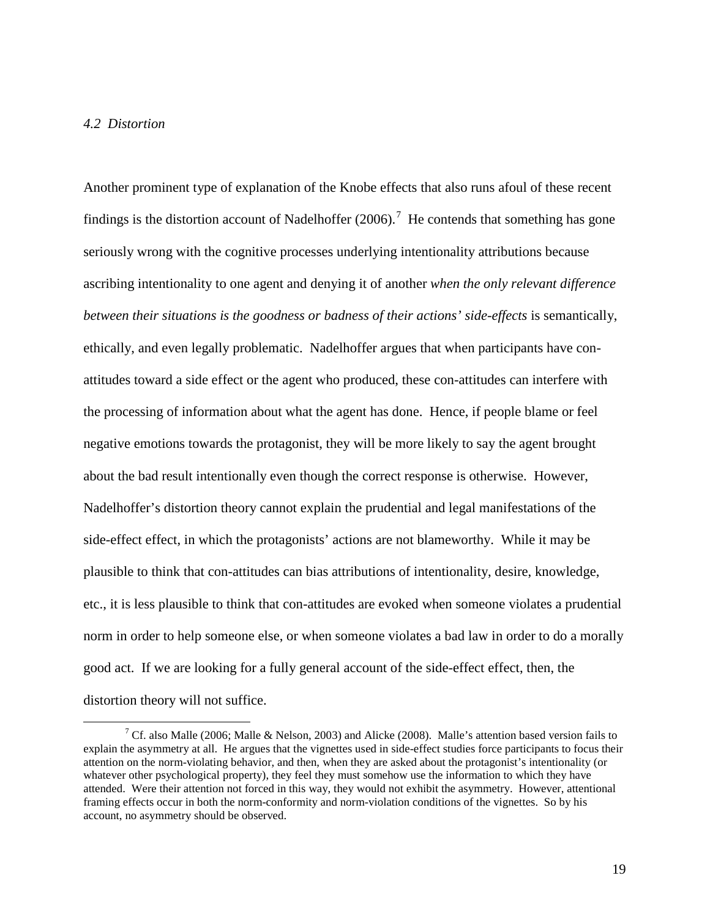*4.2 Distortion*

Another prominent type of explanation of the Knobe effects that also runs afoul of these recent findings is the distortion account of Nadelhoffer (2006).[7] He contends that something has gone seriously wrong with the cognitive processes underlying intentionality attributions because ascribing intentionality to one agent and denying it of another *when the only relevant difference between their situations is the goodness or badness of their actions' side-effects* is semantically, ethically, and even legally problematic. Nadelhoffer argues that when participants have con-attitudes toward a side effect or the agent who produced, these con-attitudes can interfere with the processing of information about what the agent has done. Hence, if people blame or feel negative emotions towards the protagonist, they will be more likely to say the agent brought about the bad result intentionally even though the correct response is otherwise. However, Nadelhoffer's distortion theory cannot explain the prudential and legal manifestations of the side-effect effect, in which the protagonists' actions are not blameworthy. While it may be plausible to think that con-attitudes can bias attributions of intentionality, desire, knowledge, etc., it is less plausible to think that con-attitudes are evoked when someone violates a prudential norm in order to help someone else, or when someone violates a bad law in order to do a morally good act. If we are looking for a fully general account of the side-effect effect, then, the distortion theory will not suffice.

[7] Cf. also Malle (2006; Malle & Nelson, 2003) and Alicke (2008). Malle's attention based version fails to explain the asymmetry at all. He argues that the vignettes used in side-effect studies force participants to focus their attention on the norm-violating behavior, and then, when they are asked about the protagonist's intentionality (or whatever other psychological property), they feel they must somehow use the information to which they have attended. Were their attention not forced in this way, they would not exhibit the asymmetry. However, attentional framing effects occur in both the norm-conformity and norm-violation conditions of the vignettes. So by his account, no asymmetry should be observed.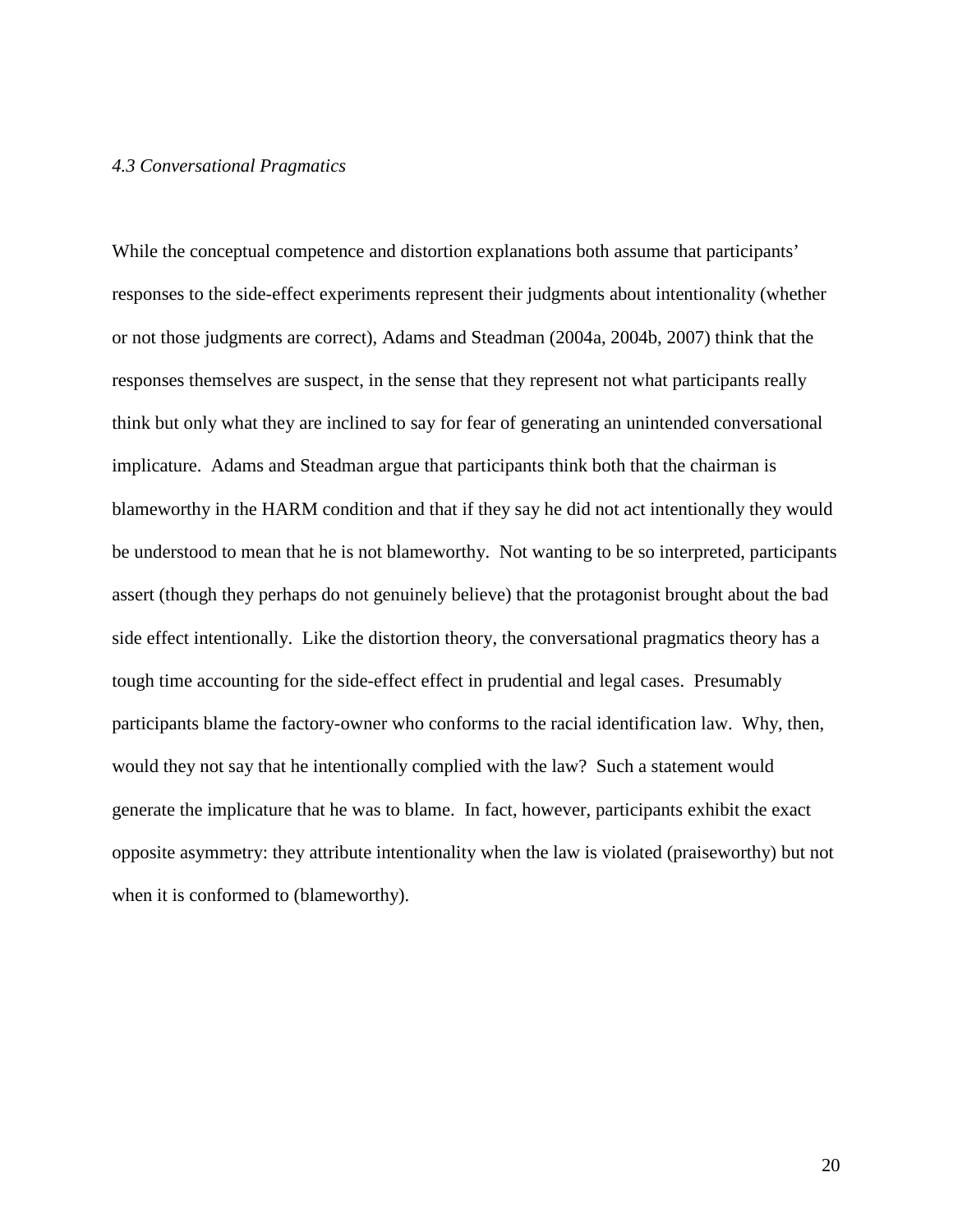### *4.3 Conversational Pragmatics*

While the conceptual competence and distortion explanations both assume that participants' responses to the side-effect experiments represent their judgments about intentionality (whether or not those judgments are correct), Adams and Steadman (2004a, 2004b, 2007) think that the responses themselves are suspect, in the sense that they represent not what participants really think but only what they are inclined to say for fear of generating an unintended conversational implicature. Adams and Steadman argue that participants think both that the chairman is blameworthy in the HARM condition and that if they say he did not act intentionally they would be understood to mean that he is not blameworthy. Not wanting to be so interpreted, participants assert (though they perhaps do not genuinely believe) that the protagonist brought about the bad side effect intentionally. Like the distortion theory, the conversational pragmatics theory has a tough time accounting for the side-effect effect in prudential and legal cases. Presumably participants blame the factory-owner who conforms to the racial identification law. Why, then, would they not say that he intentionally complied with the law? Such a statement would generate the implicature that he was to blame. In fact, however, participants exhibit the exact opposite asymmetry: they attribute intentionality when the law is violated (praiseworthy) but not when it is conformed to (blameworthy).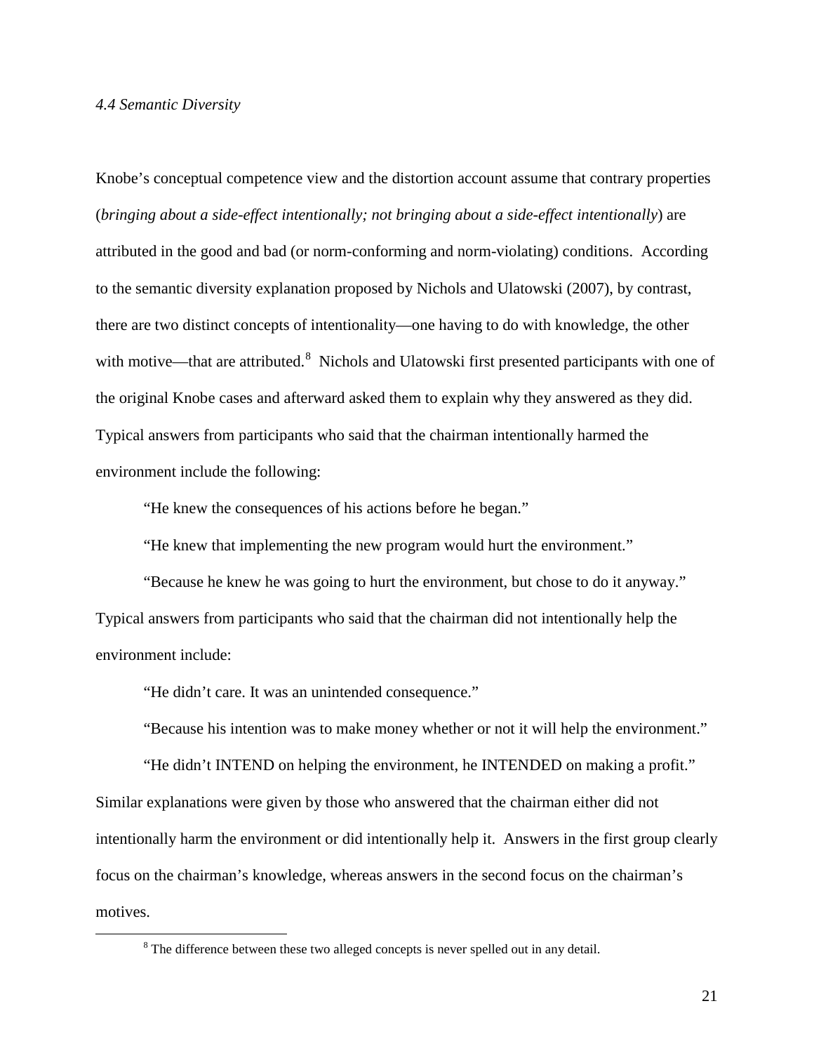*4.4 Semantic Diversity*

Knobe's conceptual competence view and the distortion account assume that contrary properties (*bringing about a side-effect intentionally; not bringing about a side-effect intentionally*) are attributed in the good and bad (or norm-conforming and norm-violating) conditions. According to the semantic diversity explanation proposed by Nichols and Ulatowski (2007), by contrast, there are two distinct concepts of intentionality—one having to do with knowledge, the other with motive—that are attributed.[8] Nichols and Ulatowski first presented participants with one of the original Knobe cases and afterward asked them to explain why they answered as they did. Typical answers from participants who said that the chairman intentionally harmed the environment include the following:

> "He knew the consequences of his actions before he began."
>
> "He knew that implementing the new program would hurt the environment."
>
> "Because he knew he was going to hurt the environment, but chose to do it anyway."

Typical answers from participants who said that the chairman did not intentionally help the environment include:

> "He didn't care. It was an unintended consequence."
>
> "Because his intention was to make money whether or not it will help the environment."
>
> "He didn't INTEND on helping the environment, he INTENDED on making a profit."

Similar explanations were given by those who answered that the chairman either did not intentionally harm the environment or did intentionally help it. Answers in the first group clearly focus on the chairman's knowledge, whereas answers in the second focus on the chairman's motives.

[8] The difference between these two alleged concepts is never spelled out in any detail.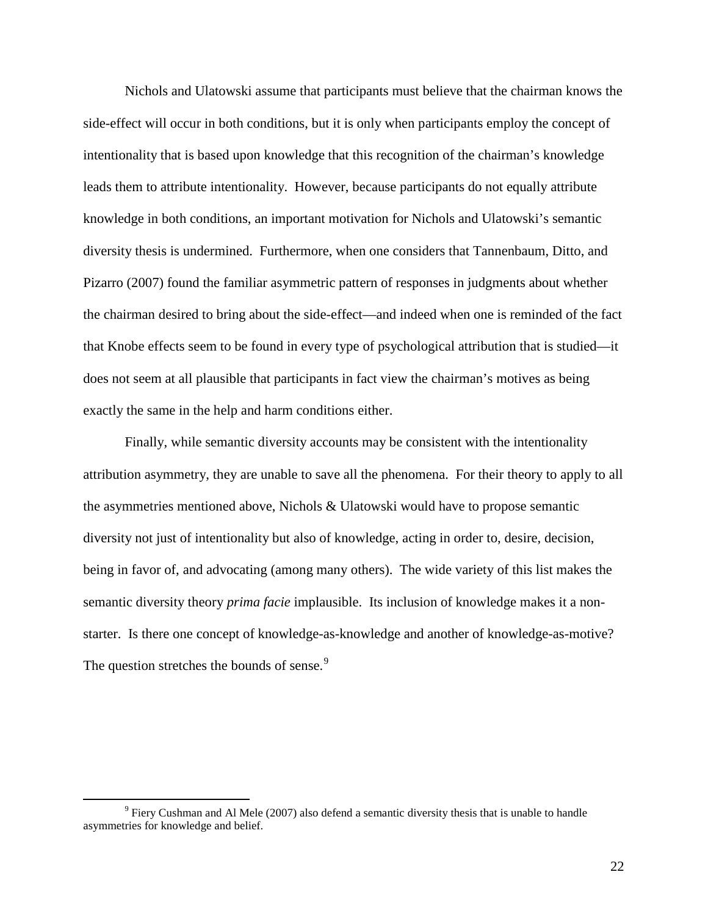Nichols and Ulatowski assume that participants must believe that the chairman knows the side-effect will occur in both conditions, but it is only when participants employ the concept of intentionality that is based upon knowledge that this recognition of the chairman's knowledge leads them to attribute intentionality. However, because participants do not equally attribute knowledge in both conditions, an important motivation for Nichols and Ulatowski's semantic diversity thesis is undermined. Furthermore, when one considers that Tannenbaum, Ditto, and Pizarro (2007) found the familiar asymmetric pattern of responses in judgments about whether the chairman desired to bring about the side-effect—and indeed when one is reminded of the fact that Knobe effects seem to be found in every type of psychological attribution that is studied—it does not seem at all plausible that participants in fact view the chairman's motives as being exactly the same in the help and harm conditions either.

Finally, while semantic diversity accounts may be consistent with the intentionality attribution asymmetry, they are unable to save all the phenomena. For their theory to apply to all the asymmetries mentioned above, Nichols & Ulatowski would have to propose semantic diversity not just of intentionality but also of knowledge, acting in order to, desire, decision, being in favor of, and advocating (among many others). The wide variety of this list makes the semantic diversity theory *prima facie* implausible. Its inclusion of knowledge makes it a non-starter. Is there one concept of knowledge-as-knowledge and another of knowledge-as-motive? The question stretches the bounds of sense.[9]

[9] Fiery Cushman and Al Mele (2007) also defend a semantic diversity thesis that is unable to handle asymmetries for knowledge and belief.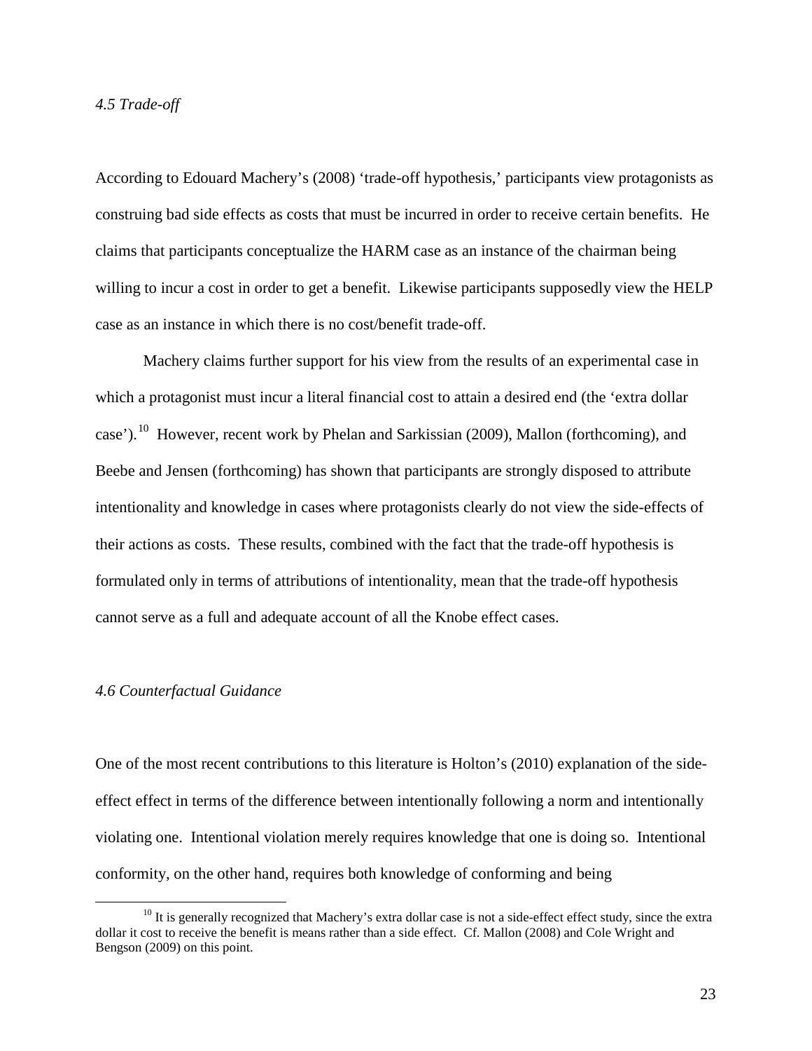### *4.5 Trade-off*

According to Edouard Machery's (2008) 'trade-off hypothesis,' participants view protagonists as construing bad side effects as costs that must be incurred in order to receive certain benefits. He claims that participants conceptualize the HARM case as an instance of the chairman being willing to incur a cost in order to get a benefit. Likewise participants supposedly view the HELP case as an instance in which there is no cost/benefit trade-off.

Machery claims further support for his view from the results of an experimental case in which a protagonist must incur a literal financial cost to attain a desired end (the 'extra dollar case').[10] However, recent work by Phelan and Sarkissian (2009), Mallon (forthcoming), and Beebe and Jensen (forthcoming) has shown that participants are strongly disposed to attribute intentionality and knowledge in cases where protagonists clearly do not view the side-effects of their actions as costs. These results, combined with the fact that the trade-off hypothesis is formulated only in terms of attributions of intentionality, mean that the trade-off hypothesis cannot serve as a full and adequate account of all the Knobe effect cases.

### *4.6 Counterfactual Guidance*

One of the most recent contributions to this literature is Holton's (2010) explanation of the side-effect effect in terms of the difference between intentionally following a norm and intentionally violating one. Intentional violation merely requires knowledge that one is doing so. Intentional conformity, on the other hand, requires both knowledge of conforming and being

[10] It is generally recognized that Machery's extra dollar case is not a side-effect effect study, since the extra dollar it cost to receive the benefit is means rather than a side effect. Cf. Mallon (2008) and Cole Wright and Bengson (2009) on this point.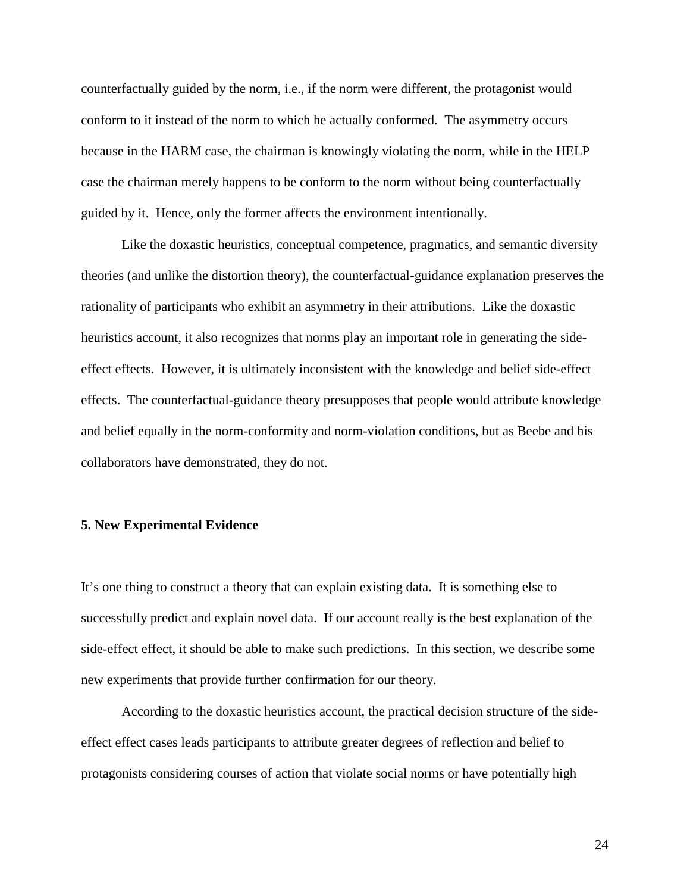counterfactually guided by the norm, i.e., if the norm were different, the protagonist would conform to it instead of the norm to which he actually conformed. The asymmetry occurs because in the HARM case, the chairman is knowingly violating the norm, while in the HELP case the chairman merely happens to be conform to the norm without being counterfactually guided by it. Hence, only the former affects the environment intentionally.

Like the doxastic heuristics, conceptual competence, pragmatics, and semantic diversity theories (and unlike the distortion theory), the counterfactual-guidance explanation preserves the rationality of participants who exhibit an asymmetry in their attributions. Like the doxastic heuristics account, it also recognizes that norms play an important role in generating the side-effect effects. However, it is ultimately inconsistent with the knowledge and belief side-effect effects. The counterfactual-guidance theory presupposes that people would attribute knowledge and belief equally in the norm-conformity and norm-violation conditions, but as Beebe and his collaborators have demonstrated, they do not.

## 5. New Experimental Evidence

It's one thing to construct a theory that can explain existing data. It is something else to successfully predict and explain novel data. If our account really is the best explanation of the side-effect effect, it should be able to make such predictions. In this section, we describe some new experiments that provide further confirmation for our theory.

According to the doxastic heuristics account, the practical decision structure of the side-effect effect cases leads participants to attribute greater degrees of reflection and belief to protagonists considering courses of action that violate social norms or have potentially high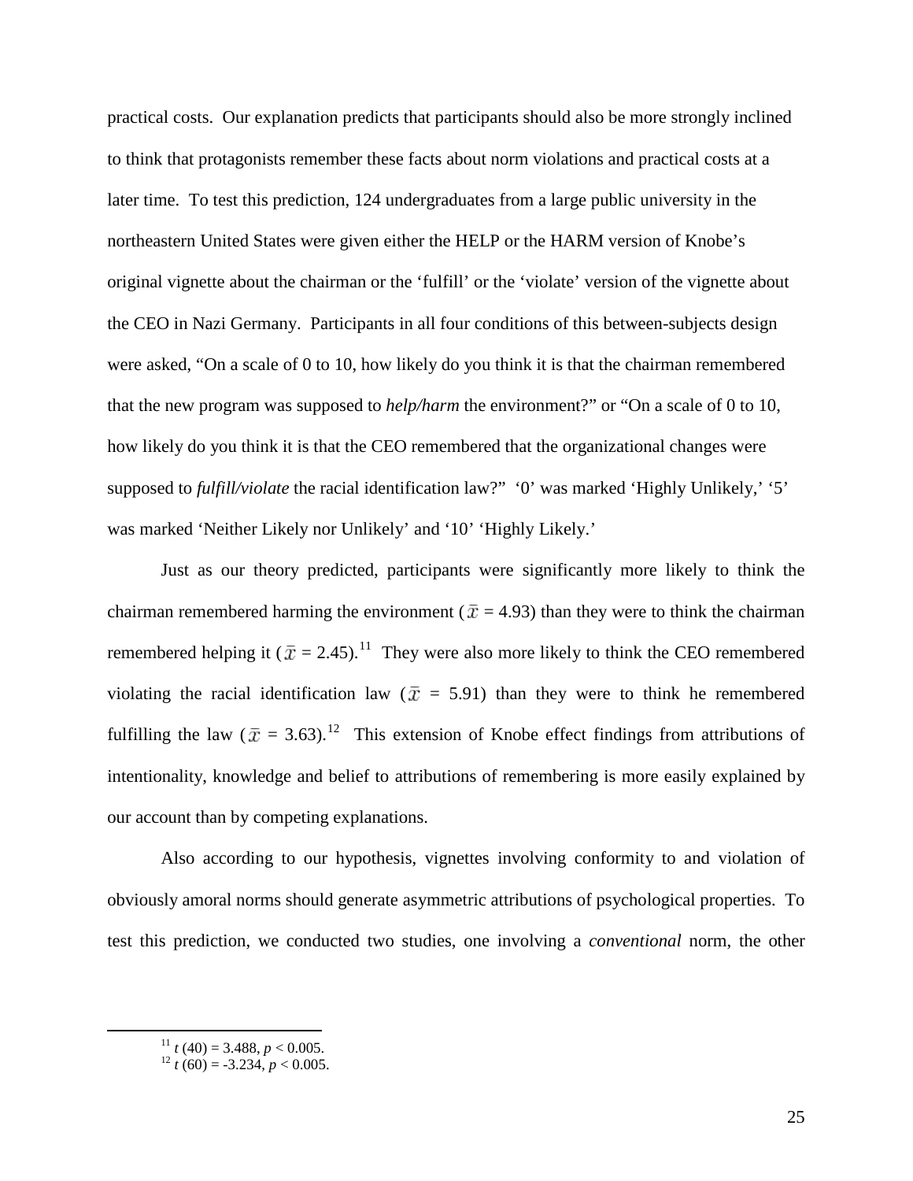practical costs. Our explanation predicts that participants should also be more strongly inclined to think that protagonists remember these facts about norm violations and practical costs at a later time. To test this prediction, 124 undergraduates from a large public university in the northeastern United States were given either the HELP or the HARM version of Knobe's original vignette about the chairman or the 'fulfill' or the 'violate' version of the vignette about the CEO in Nazi Germany. Participants in all four conditions of this between-subjects design were asked, "On a scale of 0 to 10, how likely do you think it is that the chairman remembered that the new program was supposed to *help/harm* the environment?" or "On a scale of 0 to 10, how likely do you think it is that the CEO remembered that the organizational changes were supposed to *fulfill/violate* the racial identification law?" '0' was marked 'Highly Unlikely,' '5' was marked 'Neither Likely nor Unlikely' and '10' 'Highly Likely.'

Just as our theory predicted, participants were significantly more likely to think the chairman remembered harming the environment ($\bar{x}$ = 4.93) than they were to think the chairman remembered helping it ($\bar{x}$ = 2.45).[11] They were also more likely to think the CEO remembered violating the racial identification law ($\bar{x}$ = 5.91) than they were to think he remembered fulfilling the law ($\bar{x}$ = 3.63).[12] This extension of Knobe effect findings from attributions of intentionality, knowledge and belief to attributions of remembering is more easily explained by our account than by competing explanations.

Also according to our hypothesis, vignettes involving conformity to and violation of obviously amoral norms should generate asymmetric attributions of psychological properties. To test this prediction, we conducted two studies, one involving a *conventional* norm, the other

---

[11] $t\,(40) = 3.488$, $p < 0.005$.

[12] $t\,(60) = -3.234$, $p < 0.005$.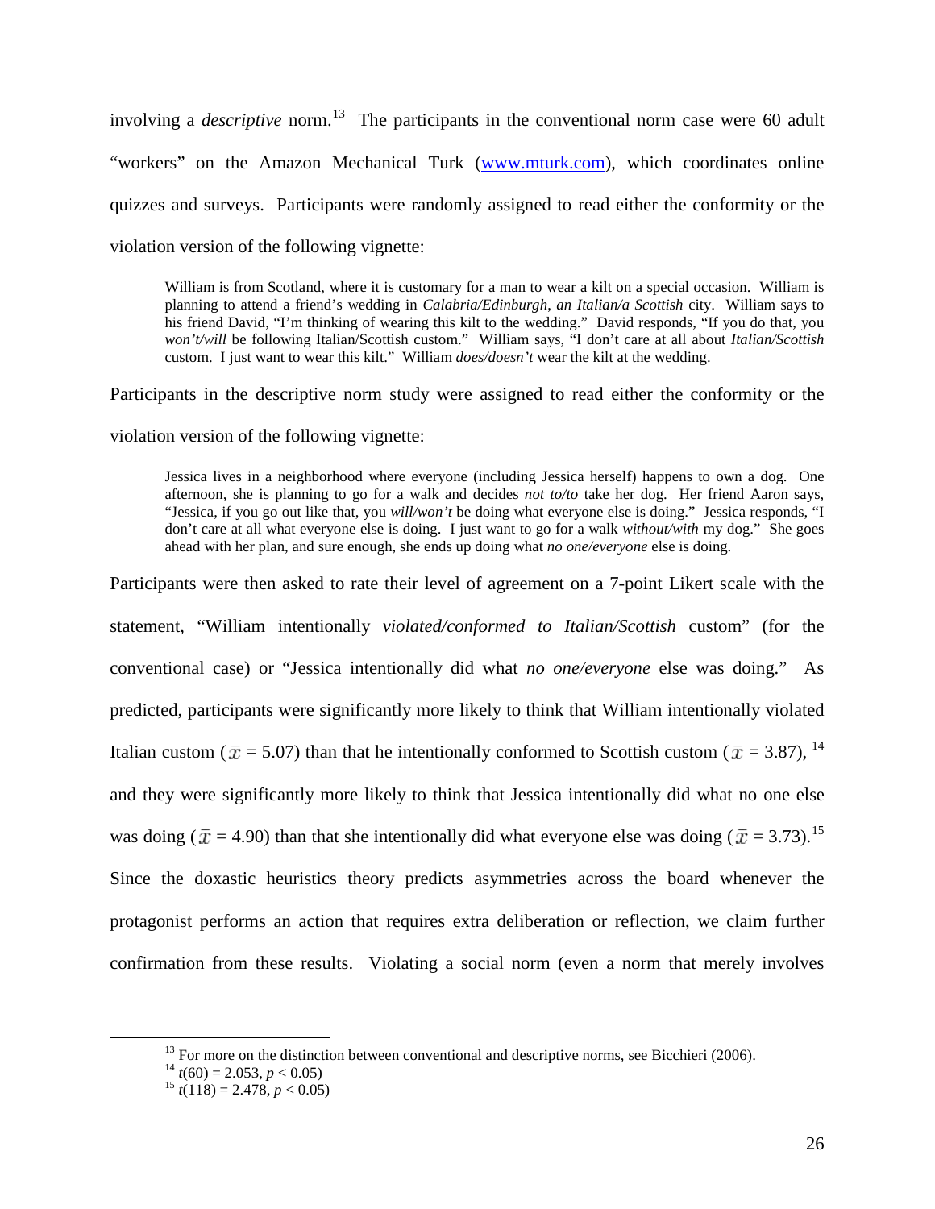involving a *descriptive* norm.[13] The participants in the conventional norm case were 60 adult "workers" on the Amazon Mechanical Turk (www.mturk.com), which coordinates online quizzes and surveys. Participants were randomly assigned to read either the conformity or the violation version of the following vignette:

> William is from Scotland, where it is customary for a man to wear a kilt on a special occasion. William is planning to attend a friend's wedding in *Calabria/Edinburgh*, *an Italian/a Scottish* city. William says to his friend David, "I'm thinking of wearing this kilt to the wedding." David responds, "If you do that, you *won't/will* be following Italian/Scottish custom." William says, "I don't care at all about *Italian/Scottish* custom. I just want to wear this kilt." William *does/doesn't* wear the kilt at the wedding.

Participants in the descriptive norm study were assigned to read either the conformity or the violation version of the following vignette:

> Jessica lives in a neighborhood where everyone (including Jessica herself) happens to own a dog. One afternoon, she is planning to go for a walk and decides *not to/to* take her dog. Her friend Aaron says, "Jessica, if you go out like that, you *will/won't* be doing what everyone else is doing." Jessica responds, "I don't care at all what everyone else is doing. I just want to go for a walk *without/with* my dog." She goes ahead with her plan, and sure enough, she ends up doing what *no one/everyone* else is doing.

Participants were then asked to rate their level of agreement on a 7-point Likert scale with the statement, "William intentionally *violated/conformed to Italian/Scottish* custom" (for the conventional case) or "Jessica intentionally did what *no one/everyone* else was doing." As predicted, participants were significantly more likely to think that William intentionally violated Italian custom ($\bar{x}$ = 5.07) than that he intentionally conformed to Scottish custom ($\bar{x}$ = 3.87),[14] and they were significantly more likely to think that Jessica intentionally did what no one else was doing ($\bar{x}$ = 4.90) than that she intentionally did what everyone else was doing ($\bar{x}$ = 3.73).[15] Since the doxastic heuristics theory predicts asymmetries across the board whenever the protagonist performs an action that requires extra deliberation or reflection, we claim further confirmation from these results. Violating a social norm (even a norm that merely involves

---

[13] For more on the distinction between conventional and descriptive norms, see Bicchieri (2006).

[14] $t(60) = 2.053$, $p < 0.05$)

[15] $t(118) = 2.478$, $p < 0.05$)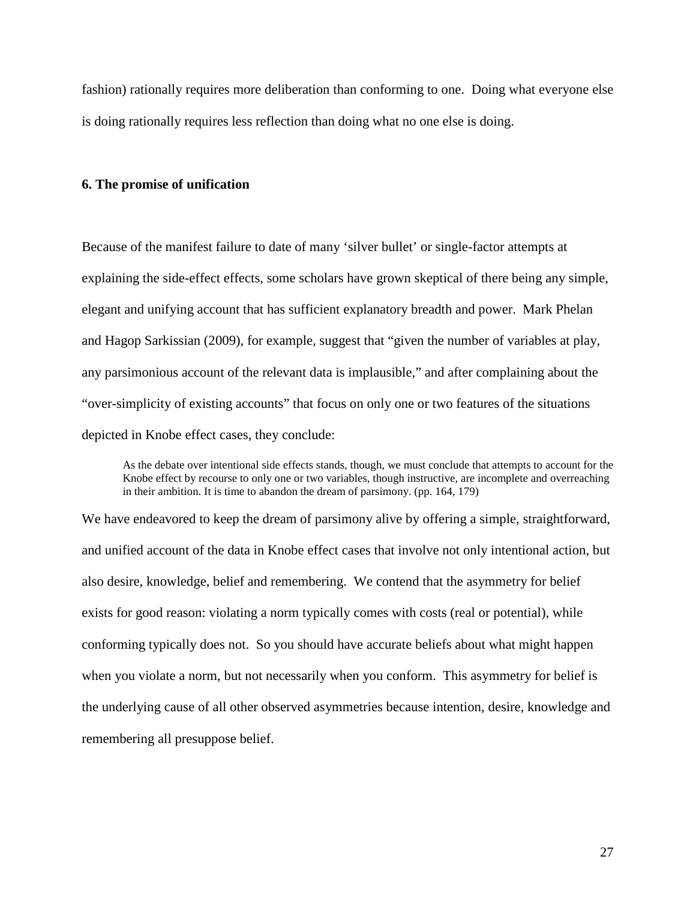fashion) rationally requires more deliberation than conforming to one. Doing what everyone else is doing rationally requires less reflection than doing what no one else is doing.

## 6. The promise of unification

Because of the manifest failure to date of many 'silver bullet' or single-factor attempts at explaining the side-effect effects, some scholars have grown skeptical of there being any simple, elegant and unifying account that has sufficient explanatory breadth and power. Mark Phelan and Hagop Sarkissian (2009), for example, suggest that "given the number of variables at play, any parsimonious account of the relevant data is implausible," and after complaining about the "over-simplicity of existing accounts" that focus on only one or two features of the situations depicted in Knobe effect cases, they conclude:

> As the debate over intentional side effects stands, though, we must conclude that attempts to account for the Knobe effect by recourse to only one or two variables, though instructive, are incomplete and overreaching in their ambition. It is time to abandon the dream of parsimony. (pp. 164, 179)

We have endeavored to keep the dream of parsimony alive by offering a simple, straightforward, and unified account of the data in Knobe effect cases that involve not only intentional action, but also desire, knowledge, belief and remembering. We contend that the asymmetry for belief exists for good reason: violating a norm typically comes with costs (real or potential), while conforming typically does not. So you should have accurate beliefs about what might happen when you violate a norm, but not necessarily when you conform. This asymmetry for belief is the underlying cause of all other observed asymmetries because intention, desire, knowledge and remembering all presuppose belief.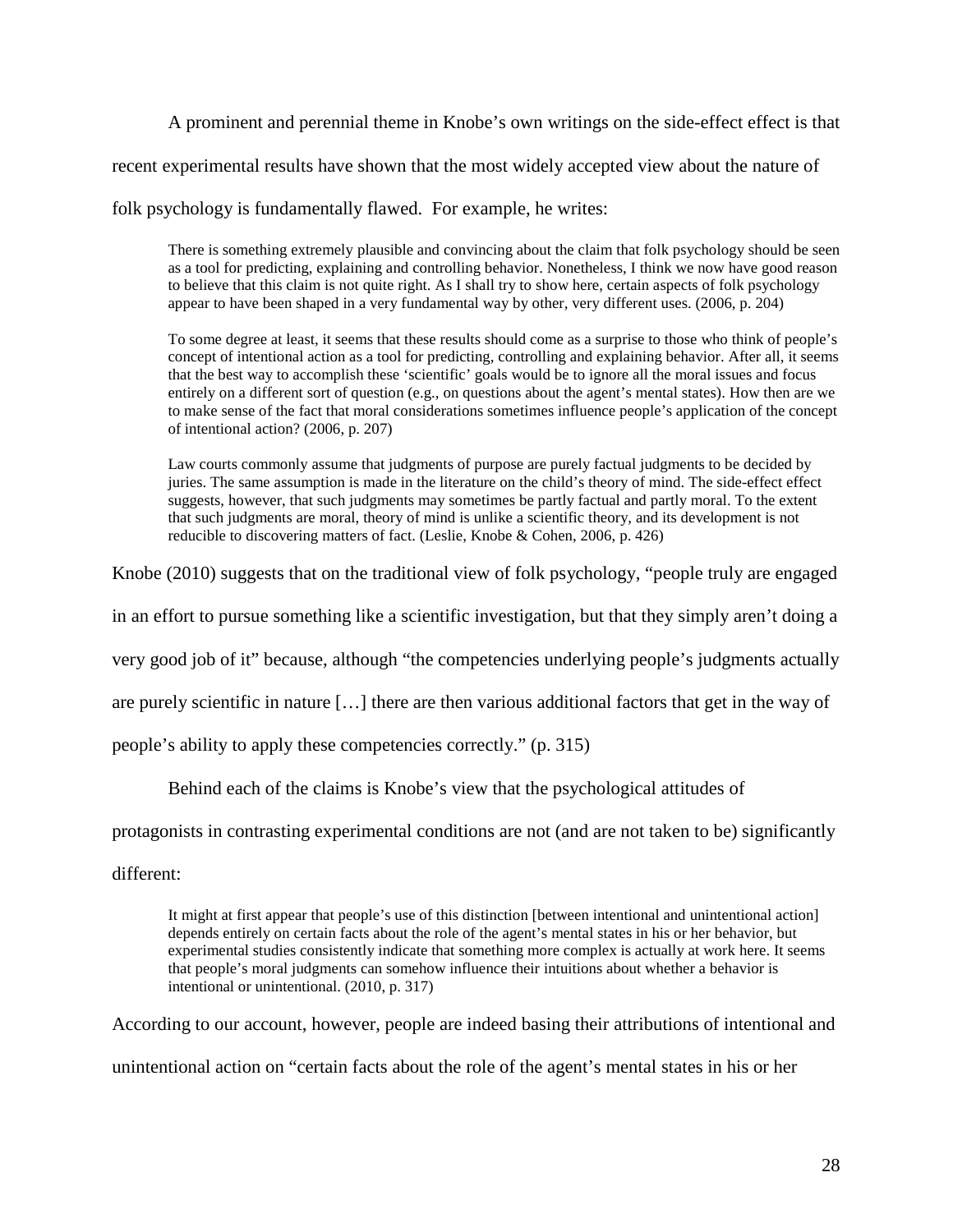A prominent and perennial theme in Knobe's own writings on the side-effect effect is that recent experimental results have shown that the most widely accepted view about the nature of folk psychology is fundamentally flawed. For example, he writes:

> There is something extremely plausible and convincing about the claim that folk psychology should be seen as a tool for predicting, explaining and controlling behavior. Nonetheless, I think we now have good reason to believe that this claim is not quite right. As I shall try to show here, certain aspects of folk psychology appear to have been shaped in a very fundamental way by other, very different uses. (2006, p. 204)

> To some degree at least, it seems that these results should come as a surprise to those who think of people's concept of intentional action as a tool for predicting, controlling and explaining behavior. After all, it seems that the best way to accomplish these 'scientific' goals would be to ignore all the moral issues and focus entirely on a different sort of question (e.g., on questions about the agent's mental states). How then are we to make sense of the fact that moral considerations sometimes influence people's application of the concept of intentional action? (2006, p. 207)

> Law courts commonly assume that judgments of purpose are purely factual judgments to be decided by juries. The same assumption is made in the literature on the child's theory of mind. The side-effect effect suggests, however, that such judgments may sometimes be partly factual and partly moral. To the extent that such judgments are moral, theory of mind is unlike a scientific theory, and its development is not reducible to discovering matters of fact. (Leslie, Knobe & Cohen, 2006, p. 426)

Knobe (2010) suggests that on the traditional view of folk psychology, "people truly are engaged in an effort to pursue something like a scientific investigation, but that they simply aren't doing a very good job of it" because, although "the competencies underlying people's judgments actually are purely scientific in nature […] there are then various additional factors that get in the way of people's ability to apply these competencies correctly." (p. 315)

Behind each of the claims is Knobe's view that the psychological attitudes of protagonists in contrasting experimental conditions are not (and are not taken to be) significantly different:

> It might at first appear that people's use of this distinction [between intentional and unintentional action] depends entirely on certain facts about the role of the agent's mental states in his or her behavior, but experimental studies consistently indicate that something more complex is actually at work here. It seems that people's moral judgments can somehow influence their intuitions about whether a behavior is intentional or unintentional. (2010, p. 317)

According to our account, however, people are indeed basing their attributions of intentional and unintentional action on "certain facts about the role of the agent's mental states in his or her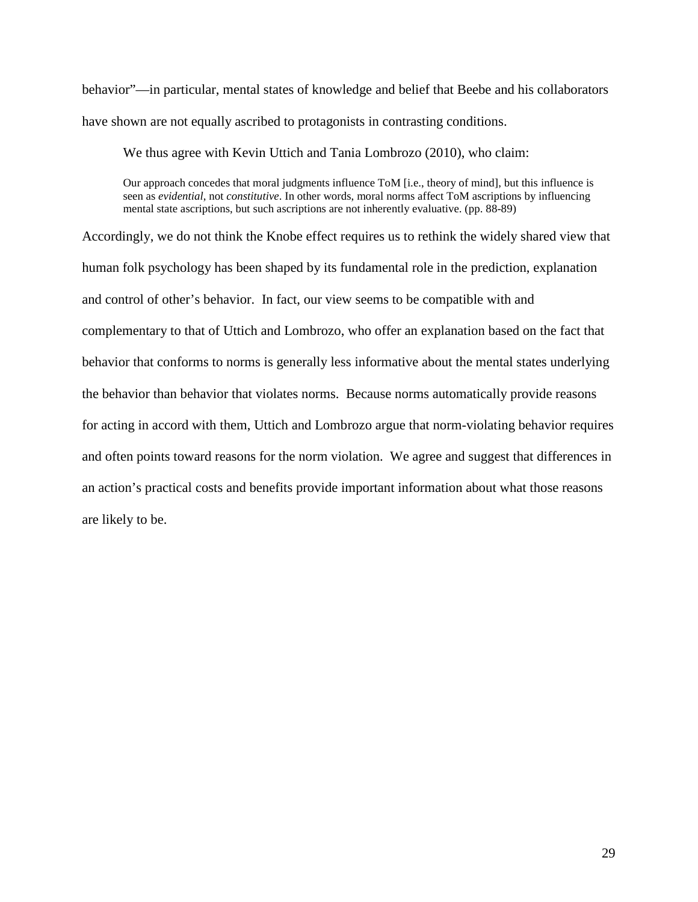behavior"—in particular, mental states of knowledge and belief that Beebe and his collaborators have shown are not equally ascribed to protagonists in contrasting conditions.

We thus agree with Kevin Uttich and Tania Lombrozo (2010), who claim:

> Our approach concedes that moral judgments influence ToM [i.e., theory of mind], but this influence is seen as *evidential*, not *constitutive*. In other words, moral norms affect ToM ascriptions by influencing mental state ascriptions, but such ascriptions are not inherently evaluative. (pp. 88-89)

Accordingly, we do not think the Knobe effect requires us to rethink the widely shared view that human folk psychology has been shaped by its fundamental role in the prediction, explanation and control of other's behavior. In fact, our view seems to be compatible with and complementary to that of Uttich and Lombrozo, who offer an explanation based on the fact that behavior that conforms to norms is generally less informative about the mental states underlying the behavior than behavior that violates norms. Because norms automatically provide reasons for acting in accord with them, Uttich and Lombrozo argue that norm-violating behavior requires and often points toward reasons for the norm violation. We agree and suggest that differences in an action's practical costs and benefits provide important information about what those reasons are likely to be.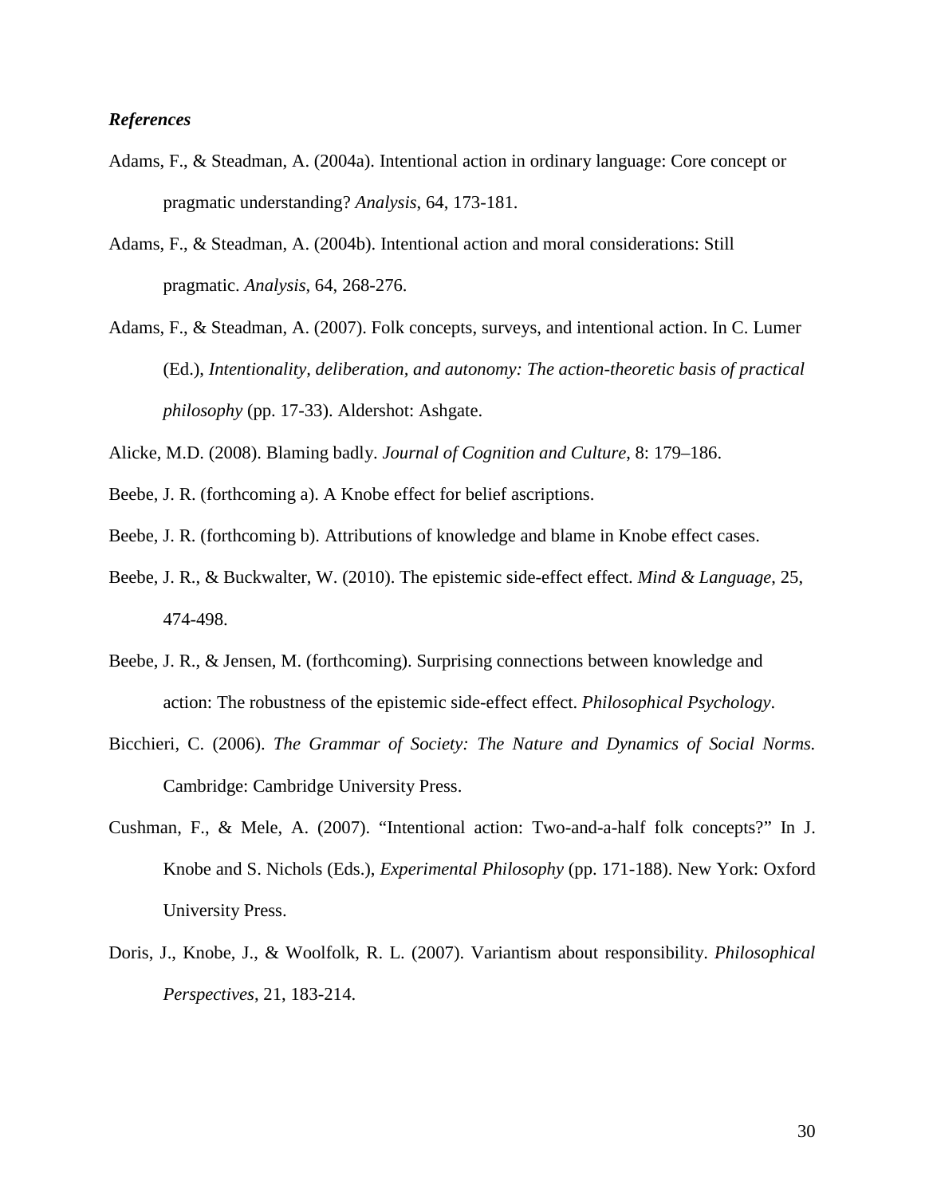***References***

Adams, F., & Steadman, A. (2004a). Intentional action in ordinary language: Core concept or pragmatic understanding? *Analysis*, 64, 173-181.

Adams, F., & Steadman, A. (2004b). Intentional action and moral considerations: Still pragmatic. *Analysis*, 64, 268-276.

Adams, F., & Steadman, A. (2007). Folk concepts, surveys, and intentional action. In C. Lumer (Ed.), *Intentionality, deliberation, and autonomy: The action-theoretic basis of practical philosophy* (pp. 17-33). Aldershot: Ashgate.

Alicke, M.D. (2008). Blaming badly. *Journal of Cognition and Culture*, 8: 179–186.

Beebe, J. R. (forthcoming a). A Knobe effect for belief ascriptions.

Beebe, J. R. (forthcoming b). Attributions of knowledge and blame in Knobe effect cases.

Beebe, J. R., & Buckwalter, W. (2010). The epistemic side-effect effect. *Mind & Language*, 25, 474-498.

Beebe, J. R., & Jensen, M. (forthcoming). Surprising connections between knowledge and action: The robustness of the epistemic side-effect effect. *Philosophical Psychology*.

Bicchieri, C. (2006). *The Grammar of Society: The Nature and Dynamics of Social Norms.* Cambridge: Cambridge University Press.

Cushman, F., & Mele, A. (2007). "Intentional action: Two-and-a-half folk concepts?" In J. Knobe and S. Nichols (Eds.), *Experimental Philosophy* (pp. 171-188). New York: Oxford University Press.

Doris, J., Knobe, J., & Woolfolk, R. L. (2007). Variantism about responsibility. *Philosophical Perspectives*, 21, 183-214.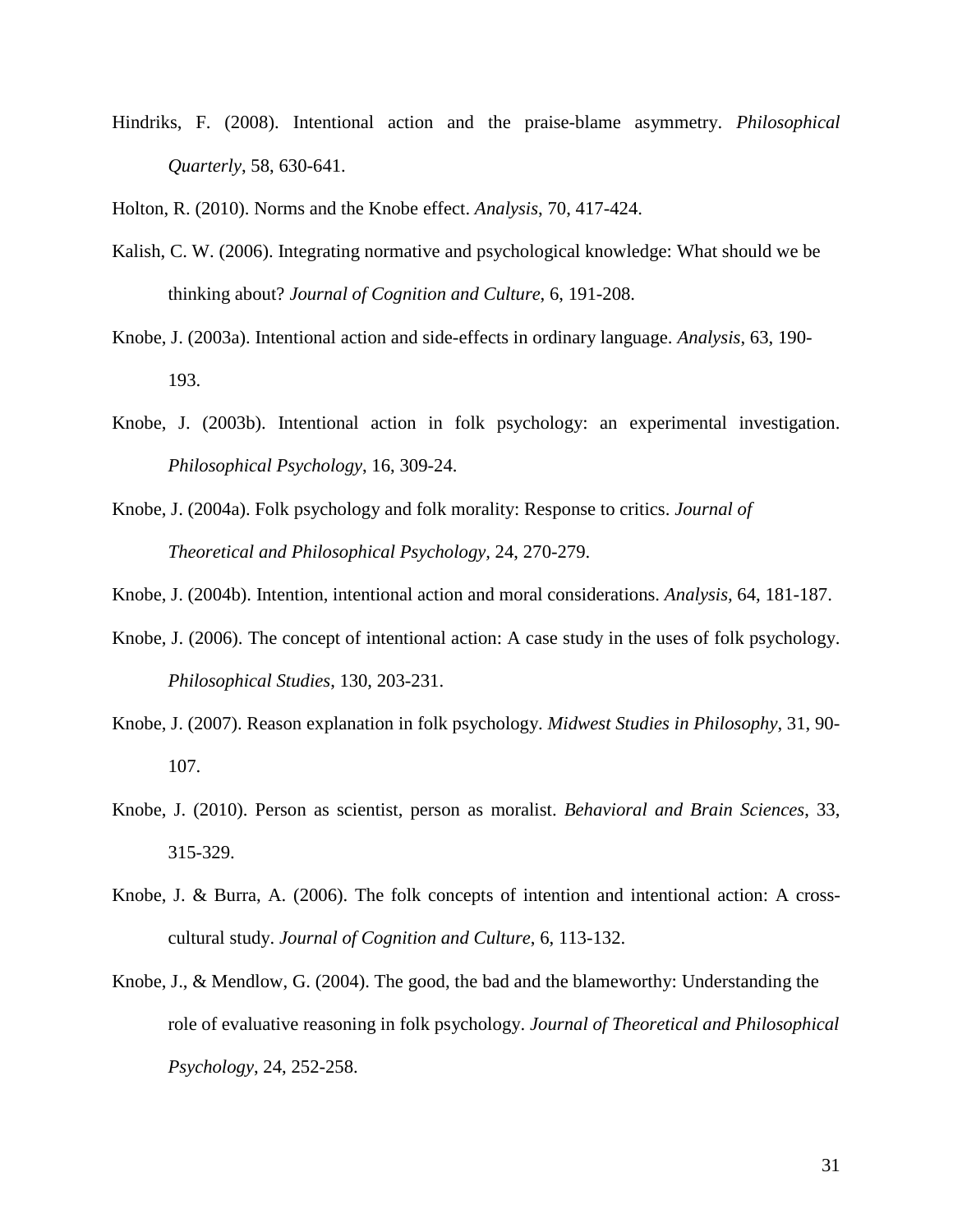Hindriks, F. (2008). Intentional action and the praise-blame asymmetry. *Philosophical Quarterly*, 58, 630-641.

Holton, R. (2010). Norms and the Knobe effect. *Analysis*, 70, 417-424.

Kalish, C. W. (2006). Integrating normative and psychological knowledge: What should we be thinking about? *Journal of Cognition and Culture*, 6, 191-208.

Knobe, J. (2003a). Intentional action and side-effects in ordinary language. *Analysis*, 63, 190-193.

Knobe, J. (2003b). Intentional action in folk psychology: an experimental investigation. *Philosophical Psychology*, 16, 309-24.

Knobe, J. (2004a). Folk psychology and folk morality: Response to critics. *Journal of Theoretical and Philosophical Psychology,* 24, 270-279.

Knobe, J. (2004b). Intention, intentional action and moral considerations. *Analysis,* 64, 181-187.

Knobe, J. (2006). The concept of intentional action: A case study in the uses of folk psychology. *Philosophical Studies*, 130, 203-231.

Knobe, J. (2007). Reason explanation in folk psychology. *Midwest Studies in Philosophy*, 31, 90-107.

Knobe, J. (2010). Person as scientist, person as moralist. *Behavioral and Brain Sciences*, 33, 315-329.

Knobe, J. & Burra, A. (2006). The folk concepts of intention and intentional action: A cross-cultural study. *Journal of Cognition and Culture*, 6, 113-132.

Knobe, J., & Mendlow, G. (2004). The good, the bad and the blameworthy: Understanding the role of evaluative reasoning in folk psychology. *Journal of Theoretical and Philosophical Psychology*, 24, 252-258.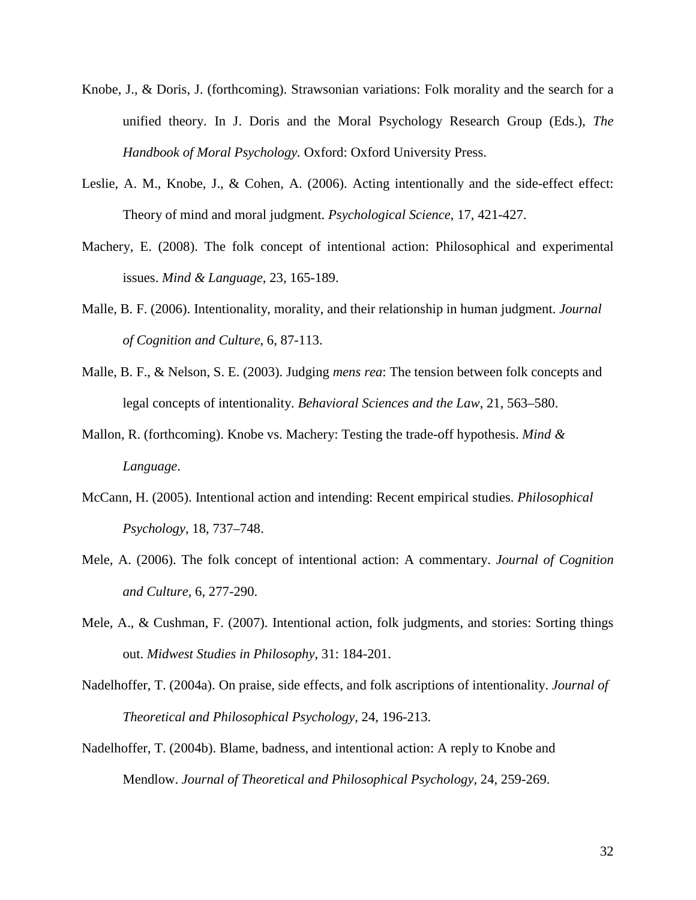Knobe, J., & Doris, J. (forthcoming). Strawsonian variations: Folk morality and the search for a unified theory. In J. Doris and the Moral Psychology Research Group (Eds.), *The Handbook of Moral Psychology.* Oxford: Oxford University Press.

Leslie, A. M., Knobe, J., & Cohen, A. (2006). Acting intentionally and the side-effect effect: Theory of mind and moral judgment. *Psychological Science*, 17, 421-427.

Machery, E. (2008). The folk concept of intentional action: Philosophical and experimental issues. *Mind & Language*, 23, 165-189.

Malle, B. F. (2006). Intentionality, morality, and their relationship in human judgment. *Journal of Cognition and Culture*, 6, 87-113.

Malle, B. F., & Nelson, S. E. (2003). Judging *mens rea*: The tension between folk concepts and legal concepts of intentionality. *Behavioral Sciences and the Law*, 21, 563–580.

Mallon, R. (forthcoming). Knobe vs. Machery: Testing the trade-off hypothesis. *Mind & Language*.

McCann, H. (2005). Intentional action and intending: Recent empirical studies. *Philosophical Psychology*, 18, 737–748.

Mele, A. (2006). The folk concept of intentional action: A commentary. *Journal of Cognition and Culture*, 6, 277-290.

Mele, A., & Cushman, F. (2007). Intentional action, folk judgments, and stories: Sorting things out. *Midwest Studies in Philosophy*, 31: 184-201.

Nadelhoffer, T. (2004a). On praise, side effects, and folk ascriptions of intentionality. *Journal of Theoretical and Philosophical Psychology*, 24, 196-213.

Nadelhoffer, T. (2004b). Blame, badness, and intentional action: A reply to Knobe and Mendlow. *Journal of Theoretical and Philosophical Psychology*, 24, 259-269.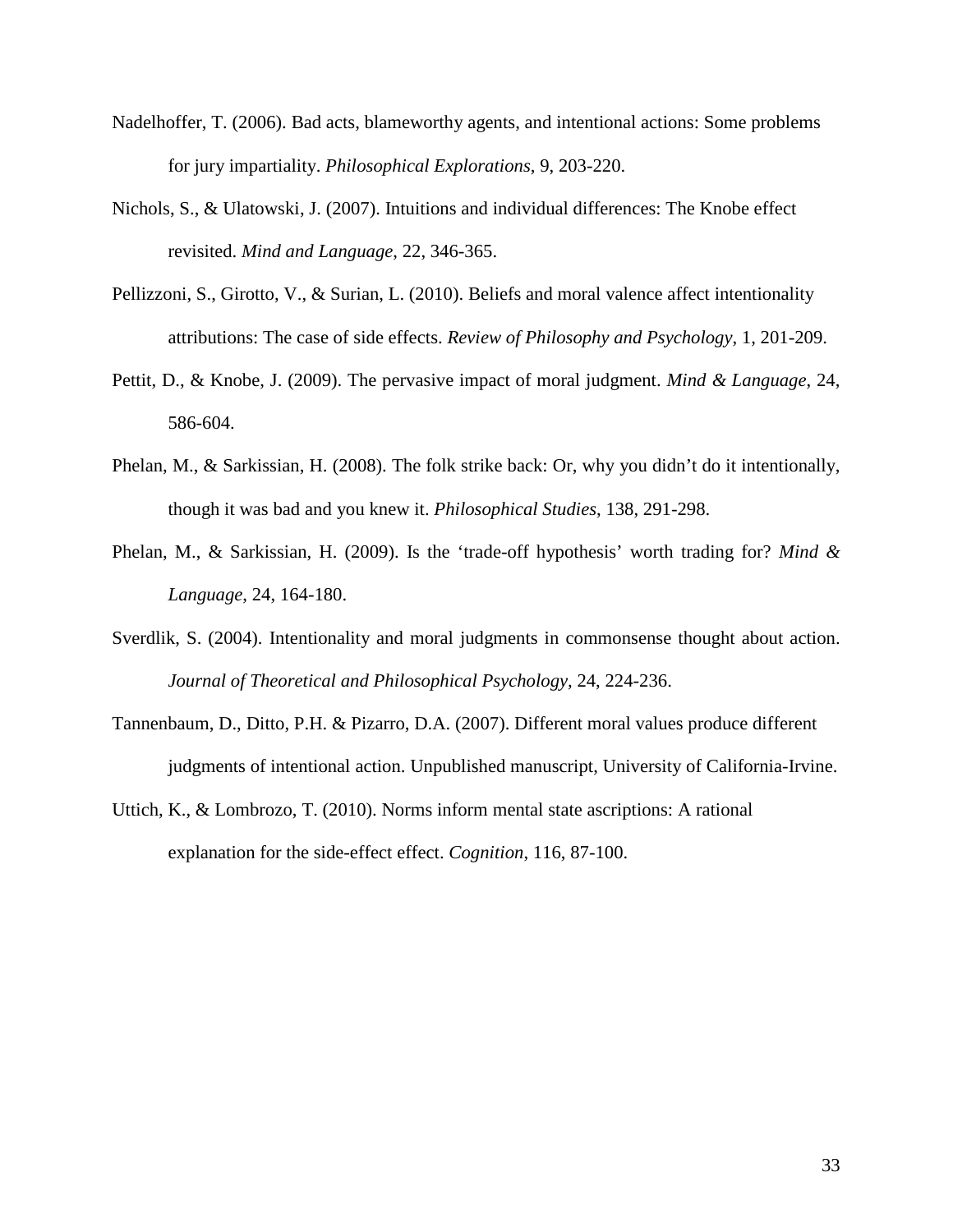Nadelhoffer, T. (2006). Bad acts, blameworthy agents, and intentional actions: Some problems for jury impartiality. *Philosophical Explorations*, 9, 203-220.

Nichols, S., & Ulatowski, J. (2007). Intuitions and individual differences: The Knobe effect revisited. *Mind and Language*, 22, 346-365.

Pellizzoni, S., Girotto, V., & Surian, L. (2010). Beliefs and moral valence affect intentionality attributions: The case of side effects. *Review of Philosophy and Psychology*, 1, 201-209.

Pettit, D., & Knobe, J. (2009). The pervasive impact of moral judgment. *Mind & Language*, 24, 586-604.

Phelan, M., & Sarkissian, H. (2008). The folk strike back: Or, why you didn't do it intentionally, though it was bad and you knew it. *Philosophical Studies*, 138, 291-298.

Phelan, M., & Sarkissian, H. (2009). Is the 'trade-off hypothesis' worth trading for? *Mind & Language*, 24, 164-180.

Sverdlik, S. (2004). Intentionality and moral judgments in commonsense thought about action. *Journal of Theoretical and Philosophical Psychology,* 24, 224-236.

Tannenbaum, D., Ditto, P.H. & Pizarro, D.A. (2007). Different moral values produce different judgments of intentional action. Unpublished manuscript, University of California-Irvine.

Uttich, K., & Lombrozo, T. (2010). Norms inform mental state ascriptions: A rational explanation for the side-effect effect. *Cognition*, 116, 87-100.